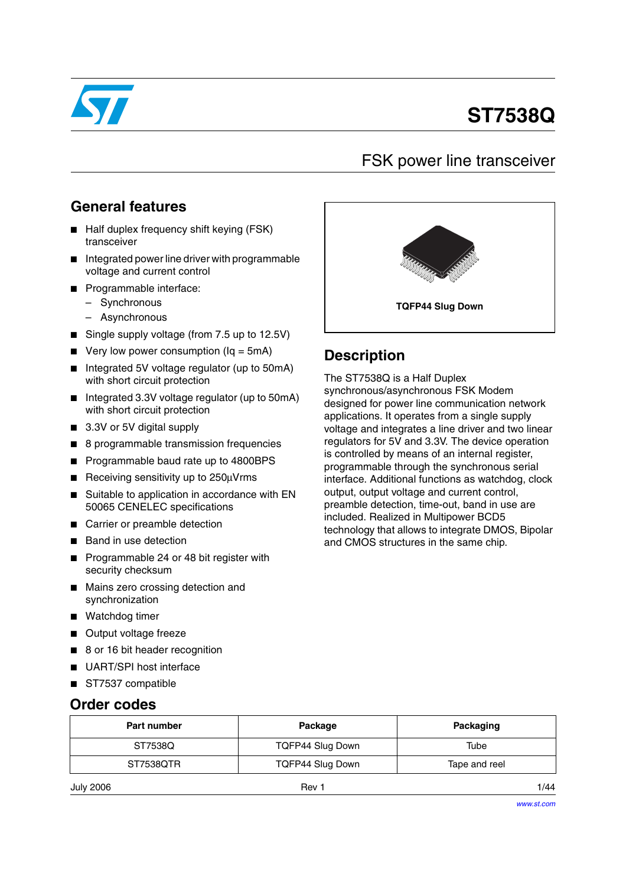# ST7538Q

## FSK power line transceiver

## General features

- Half duplex frequency shift keying (FSK) transceiver
- Integrated power line driver with programmable voltage and current control
- Programmable interface:
  - Synchronous
  - Asynchronous
- Single supply voltage (from 7.5 up to 12.5V)
- Very low power consumption (Iq = 5mA)
- Integrated 5V voltage regulator (up to 50mA) with short circuit protection
- Integrated 3.3V voltage regulator (up to 50mA) with short circuit protection
- 3.3V or 5V digital supply
- 8 programmable transmission frequencies
- Programmable baud rate up to 4800BPS
- Receiving sensitivity up to 250µVrms
- Suitable to application in accordance with EN 50065 CENELEC specifications
- Carrier or preamble detection
- Band in use detection
- Programmable 24 or 48 bit register with security checksum
- Mains zero crossing detection and synchronization
- Watchdog timer
- Output voltage freeze
- 8 or 16 bit header recognition
- UART/SPI host interface
- ST7537 compatible

**TQFP44 Slug Down**

## Description

The ST7538Q is a Half Duplex synchronous/asynchronous FSK Modem designed for power line communication network applications. It operates from a single supply voltage and integrates a line driver and two linear regulators for 5V and 3.3V. The device operation is controlled by means of an internal register, programmable through the synchronous serial interface. Additional functions as watchdog, clock output, output voltage and current control, preamble detection, time-out, band in use are included. Realized in Multipower BCD5 technology that allows to integrate DMOS, Bipolar and CMOS structures in the same chip.

## Order codes

| Part number | Package | Packaging |
|---|---|---|
| ST7538Q | TQFP44 Slug Down | Tube |
| ST7538QTR | TQFP44 Slug Down | Tape and reel |

July 2006 Rev 1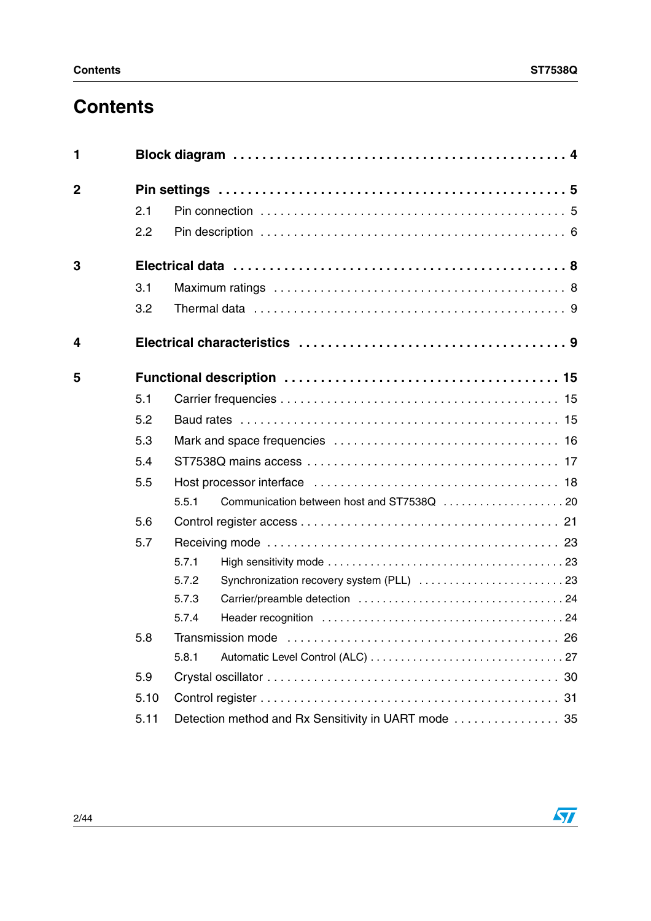# Contents

**1 Block diagram . . . . . . . . . . . . . . . . . . . . . . . . . . . . . . . . . . . . . . . . . . . 4**

**2 Pin settings . . . . . . . . . . . . . . . . . . . . . . . . . . . . . . . . . . . . . . . . . . . . 5**

- 2.1 Pin connection . . . . . . . . . . . . . . . . . . . . . . . . . . . . . . . . . . . . . . . . . . . 5
- 2.2 Pin description . . . . . . . . . . . . . . . . . . . . . . . . . . . . . . . . . . . . . . . . . . . 6

**3 Electrical data . . . . . . . . . . . . . . . . . . . . . . . . . . . . . . . . . . . . . . . . . . . 8**

- 3.1 Maximum ratings . . . . . . . . . . . . . . . . . . . . . . . . . . . . . . . . . . . . . . . . . 8
- 3.2 Thermal data . . . . . . . . . . . . . . . . . . . . . . . . . . . . . . . . . . . . . . . . . . . . 9

**4 Electrical characteristics . . . . . . . . . . . . . . . . . . . . . . . . . . . . . . . . . . . 9**

**5 Functional description . . . . . . . . . . . . . . . . . . . . . . . . . . . . . . . . . . . . 15**

- 5.1 Carrier frequencies . . . . . . . . . . . . . . . . . . . . . . . . . . . . . . . . . . . . . . . 15
- 5.2 Baud rates . . . . . . . . . . . . . . . . . . . . . . . . . . . . . . . . . . . . . . . . . . . . . 15
- 5.3 Mark and space frequencies . . . . . . . . . . . . . . . . . . . . . . . . . . . . . . . . 16
- 5.4 ST7538Q mains access . . . . . . . . . . . . . . . . . . . . . . . . . . . . . . . . . . . . 17
- 5.5 Host processor interface . . . . . . . . . . . . . . . . . . . . . . . . . . . . . . . . . . . 18
  - 5.5.1 Communication between host and ST7538Q . . . . . . . . . . . . . . . . . . . 20
- 5.6 Control register access . . . . . . . . . . . . . . . . . . . . . . . . . . . . . . . . . . . . 21
- 5.7 Receiving mode . . . . . . . . . . . . . . . . . . . . . . . . . . . . . . . . . . . . . . . . . 23
  - 5.7.1 High sensitivity mode . . . . . . . . . . . . . . . . . . . . . . . . . . . . . . . . . . . . 23
  - 5.7.2 Synchronization recovery system (PLL) . . . . . . . . . . . . . . . . . . . . . . . 23
  - 5.7.3 Carrier/preamble detection . . . . . . . . . . . . . . . . . . . . . . . . . . . . . . . . 24
  - 5.7.4 Header recognition . . . . . . . . . . . . . . . . . . . . . . . . . . . . . . . . . . . . . . 24
- 5.8 Transmission mode . . . . . . . . . . . . . . . . . . . . . . . . . . . . . . . . . . . . . . . 26
  - 5.8.1 Automatic Level Control (ALC) . . . . . . . . . . . . . . . . . . . . . . . . . . . . . 27
- 5.9 Crystal oscillator . . . . . . . . . . . . . . . . . . . . . . . . . . . . . . . . . . . . . . . . . 30
- 5.10 Control register . . . . . . . . . . . . . . . . . . . . . . . . . . . . . . . . . . . . . . . . . . 31
- 5.11 Detection method and Rx Sensitivity in UART mode . . . . . . . . . . . . . . . . 35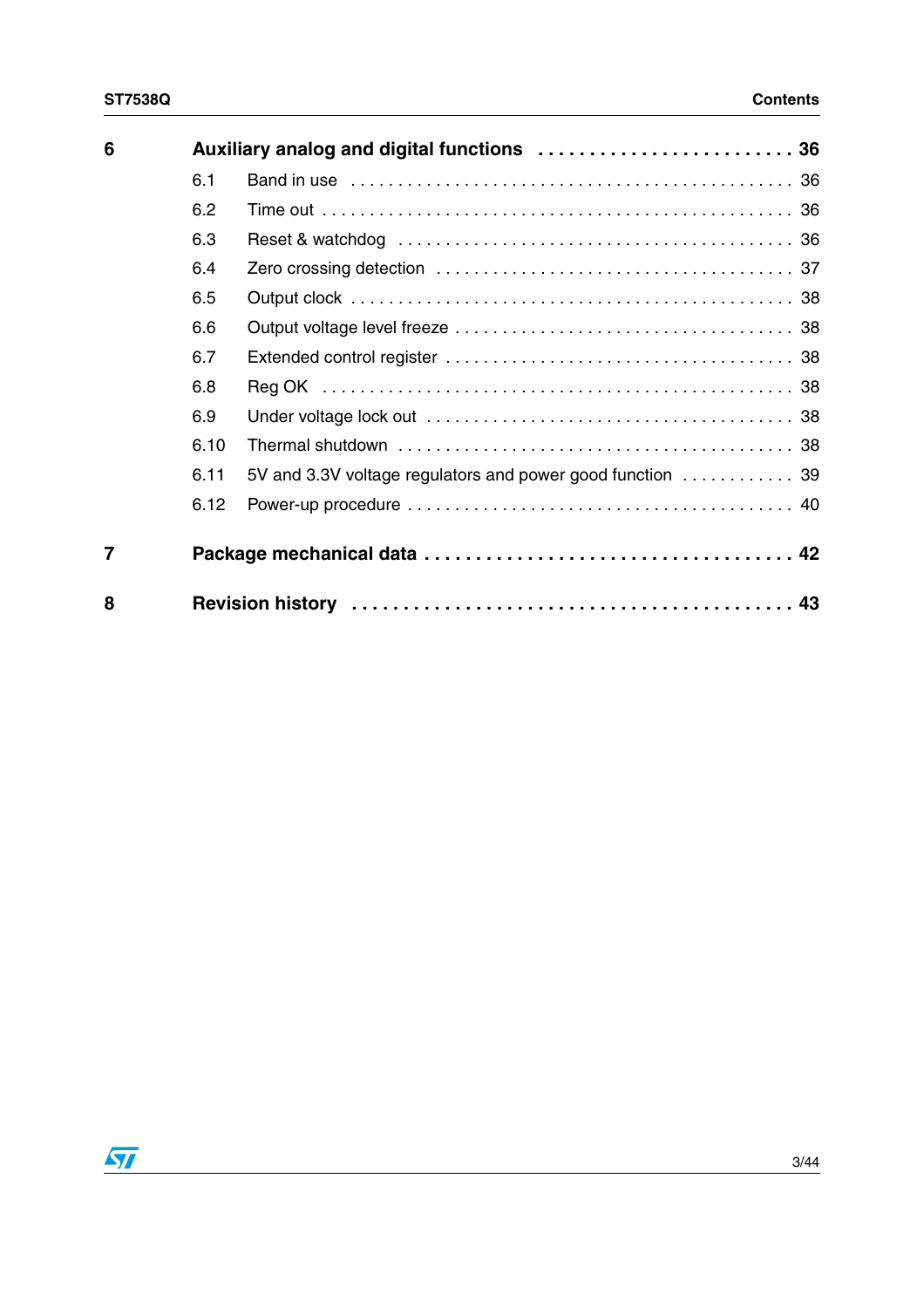| | | |
|---|---|---|
| **6** | **Auxiliary analog and digital functions** | **36** |
| 6.1 | Band in use | 36 |
| 6.2 | Time out | 36 |
| 6.3 | Reset & watchdog | 36 |
| 6.4 | Zero crossing detection | 37 |
| 6.5 | Output clock | 38 |
| 6.6 | Output voltage level freeze | 38 |
| 6.7 | Extended control register | 38 |
| 6.8 | Reg OK | 38 |
| 6.9 | Under voltage lock out | 38 |
| 6.10 | Thermal shutdown | 38 |
| 6.11 | 5V and 3.3V voltage regulators and power good function | 39 |
| 6.12 | Power-up procedure | 40 |
| **7** | **Package mechanical data** | **42** |
| **8** | **Revision history** | **43** |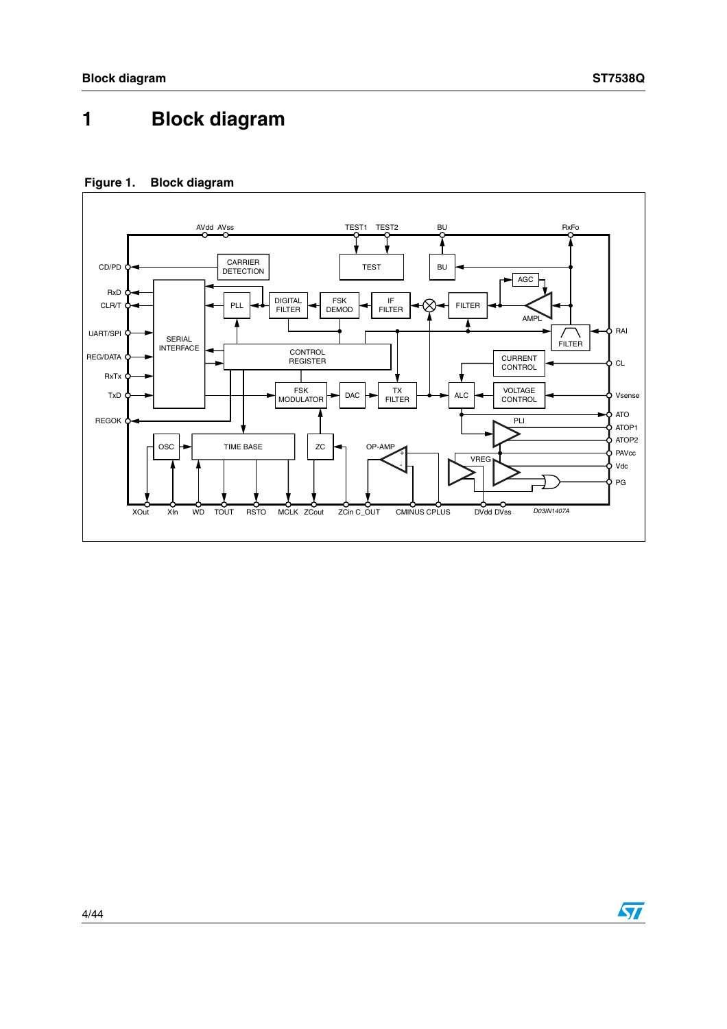# 1 Block diagram

**Figure 1. Block diagram**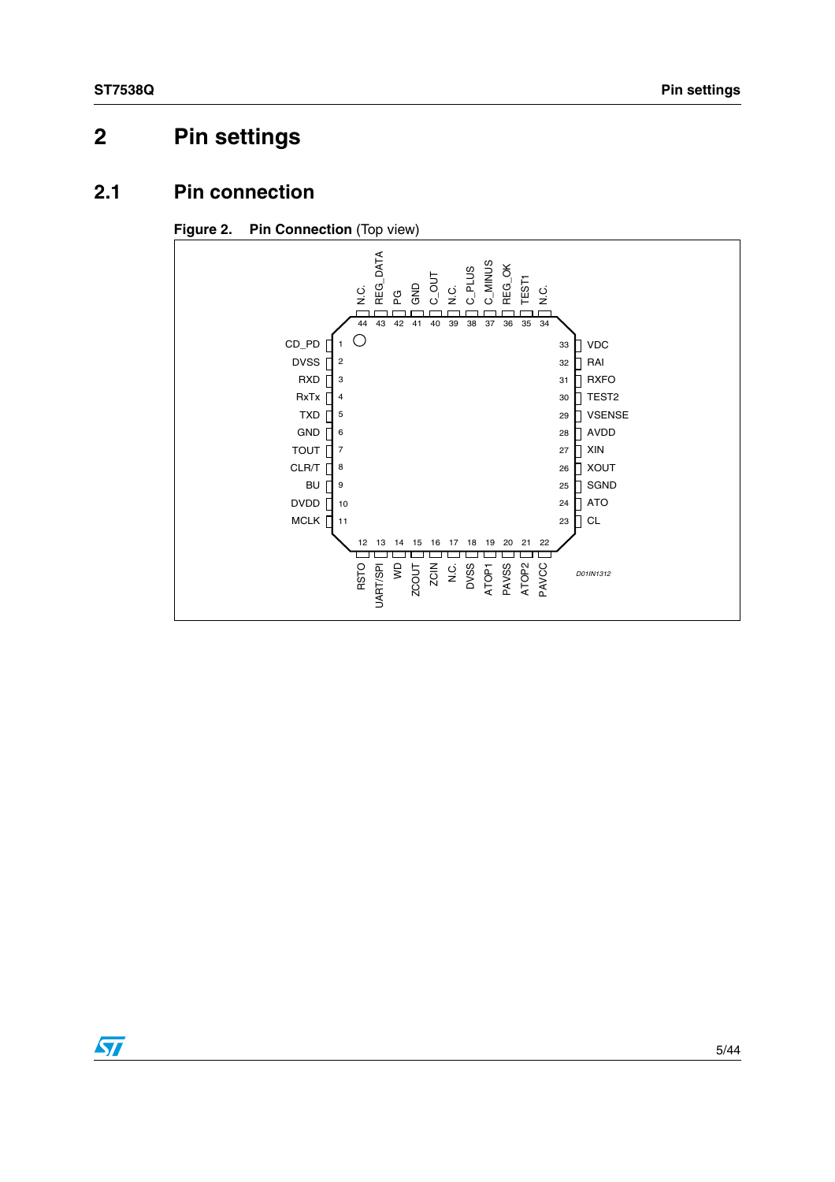# 2 Pin settings

## 2.1 Pin connection

**Figure 2. Pin Connection** (Top view)

| Pin | Name | Pin | Name |
|---|---|---|---|
| 1 | CD_PD | 23 | CL |
| 2 | DVSS | 24 | ATO |
| 3 | RXD | 25 | SGND |
| 4 | RxTx | 26 | XOUT |
| 5 | TXD | 27 | XIN |
| 6 | GND | 28 | AVDD |
| 7 | TOUT | 29 | VSENSE |
| 8 | CLR/T | 30 | TEST2 |
| 9 | BU | 31 | RXFO |
| 10 | DVDD | 32 | RAI |
| 11 | MCLK | 33 | VDC |
| 12 | RSTO | 34 | N.C. |
| 13 | UART/SPI | 35 | TEST1 |
| 14 | WD | 36 | REG_OK |
| 15 | ZCOUT | 37 | C_MINUS |
| 16 | ZCIN | 38 | C_PLUS |
| 17 | N.C. | 39 | N.C. |
| 18 | DVSS | 40 | C_OUT |
| 19 | ATOP1 | 41 | GND |
| 20 | PAVSS | 42 | PG |
| 21 | ATOP2 | 43 | REG_DATA |
| 22 | PAVCC | 44 | N.C. |

D01IN1312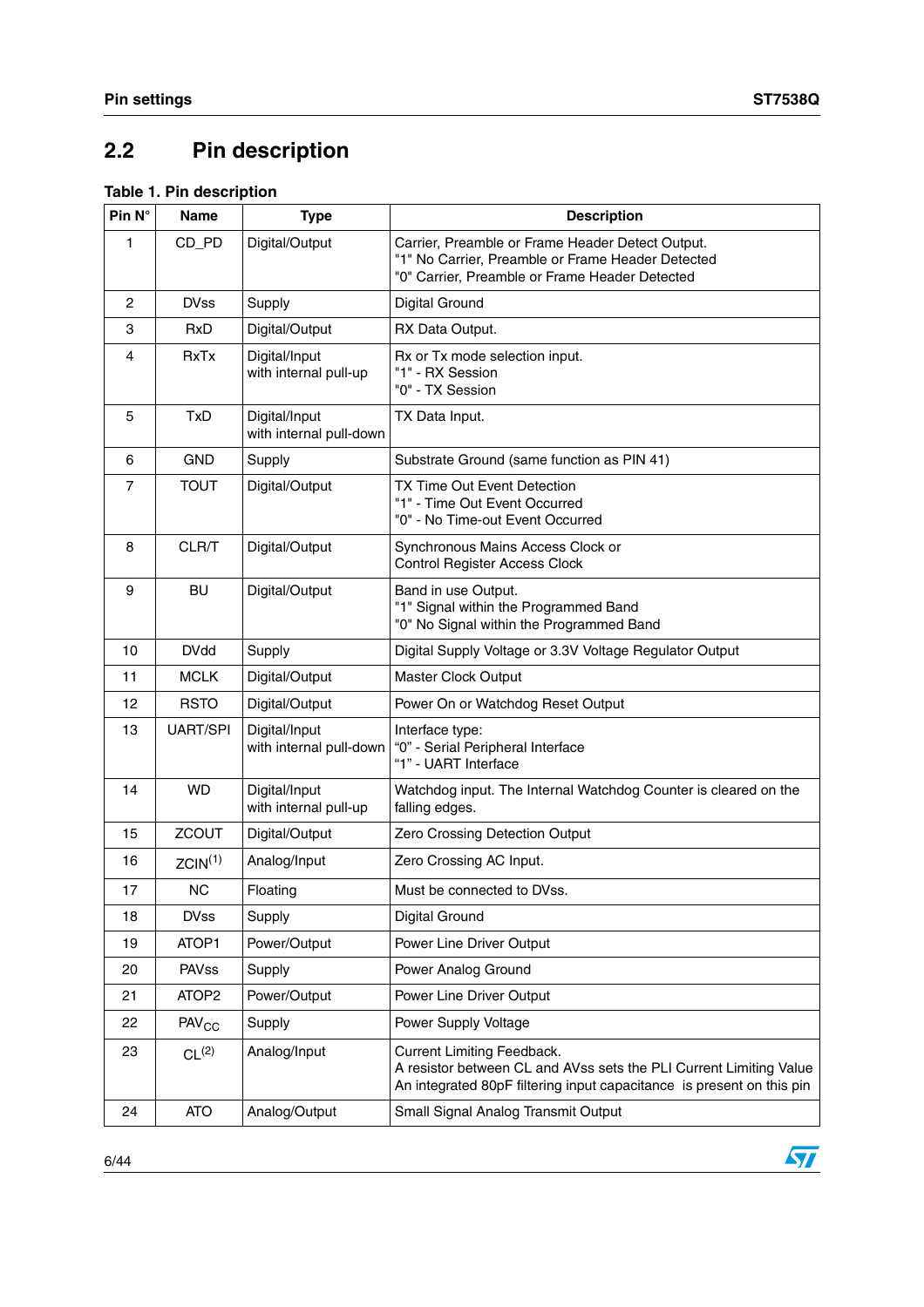## 2.2 Pin description

**Table 1. Pin description**

| Pin N° | Name | Type | Description |
|---|---|---|---|
| 1 | CD_PD | Digital/Output | Carrier, Preamble or Frame Header Detect Output.<br>"1" No Carrier, Preamble or Frame Header Detected<br>"0" Carrier, Preamble or Frame Header Detected |
| 2 | DVss | Supply | Digital Ground |
| 3 | RxD | Digital/Output | RX Data Output. |
| 4 | RxTx | Digital/Input with internal pull-up | Rx or Tx mode selection input.<br>"1" - RX Session<br>"0" - TX Session |
| 5 | TxD | Digital/Input with internal pull-down | TX Data Input. |
| 6 | GND | Supply | Substrate Ground (same function as PIN 41) |
| 7 | TOUT | Digital/Output | TX Time Out Event Detection<br>"1" - Time Out Event Occurred<br>"0" - No Time-out Event Occurred |
| 8 | CLR/T | Digital/Output | Synchronous Mains Access Clock or Control Register Access Clock |
| 9 | BU | Digital/Output | Band in use Output.<br>"1" Signal within the Programmed Band<br>"0" No Signal within the Programmed Band |
| 10 | DVdd | Supply | Digital Supply Voltage or 3.3V Voltage Regulator Output |
| 11 | MCLK | Digital/Output | Master Clock Output |
| 12 | RSTO | Digital/Output | Power On or Watchdog Reset Output |
| 13 | UART/SPI | Digital/Input with internal pull-down | Interface type:<br>"0" - Serial Peripheral Interface<br>"1" - UART Interface |
| 14 | WD | Digital/Input with internal pull-up | Watchdog input. The Internal Watchdog Counter is cleared on the falling edges. |
| 15 | ZCOUT | Digital/Output | Zero Crossing Detection Output |
| 16 | ZCIN(1) | Analog/Input | Zero Crossing AC Input. |
| 17 | NC | Floating | Must be connected to DVss. |
| 18 | DVss | Supply | Digital Ground |
| 19 | ATOP1 | Power/Output | Power Line Driver Output |
| 20 | PAVss | Supply | Power Analog Ground |
| 21 | ATOP2 | Power/Output | Power Line Driver Output |
| 22 | $PAV_{CC}$ | Supply | Power Supply Voltage |
| 23 | CL(2) | Analog/Input | Current Limiting Feedback.<br>A resistor between CL and AVss sets the PLI Current Limiting Value<br>An integrated 80pF filtering input capacitance is present on this pin |
| 24 | ATO | Analog/Output | Small Signal Analog Transmit Output |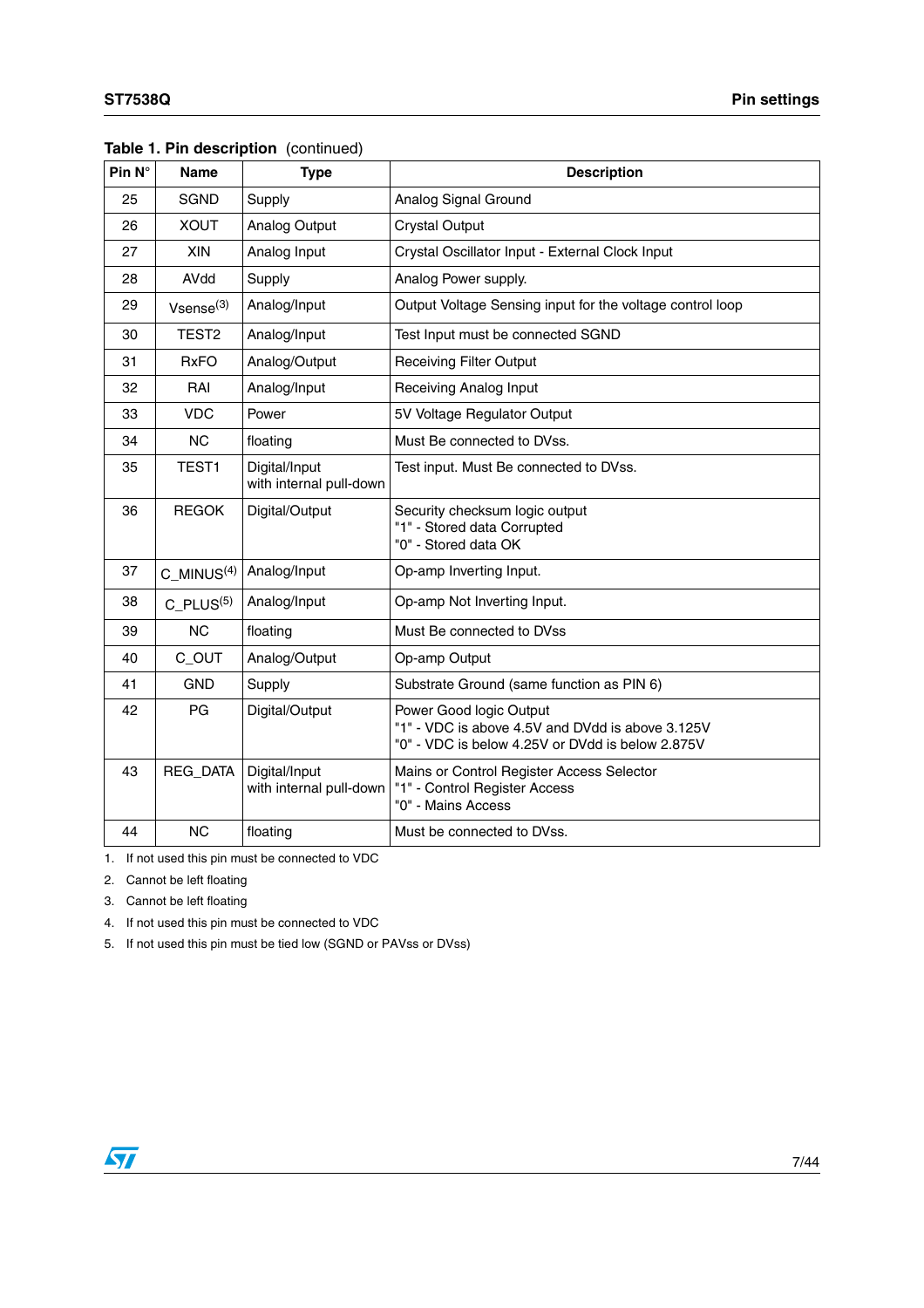**Table 1. Pin description** (continued)

| Pin N° | Name | Type | Description |
|---|---|---|---|
| 25 | SGND | Supply | Analog Signal Ground |
| 26 | XOUT | Analog Output | Crystal Output |
| 27 | XIN | Analog Input | Crystal Oscillator Input - External Clock Input |
| 28 | AVdd | Supply | Analog Power supply. |
| 29 | Vsense[(3)] | Analog/Input | Output Voltage Sensing input for the voltage control loop |
| 30 | TEST2 | Analog/Input | Test Input must be connected SGND |
| 31 | RxFO | Analog/Output | Receiving Filter Output |
| 32 | RAI | Analog/Input | Receiving Analog Input |
| 33 | VDC | Power | 5V Voltage Regulator Output |
| 34 | NC | floating | Must Be connected to DVss. |
| 35 | TEST1 | Digital/Input with internal pull-down | Test input. Must Be connected to DVss. |
| 36 | REGOK | Digital/Output | Security checksum logic output<br>"1" - Stored data Corrupted<br>"0" - Stored data OK |
| 37 | C_MINUS[(4)] | Analog/Input | Op-amp Inverting Input. |
| 38 | C_PLUS[(5)] | Analog/Input | Op-amp Not Inverting Input. |
| 39 | NC | floating | Must Be connected to DVss |
| 40 | C_OUT | Analog/Output | Op-amp Output |
| 41 | GND | Supply | Substrate Ground (same function as PIN 6) |
| 42 | PG | Digital/Output | Power Good logic Output<br>"1" - VDC is above 4.5V and DVdd is above 3.125V<br>"0" - VDC is below 4.25V or DVdd is below 2.875V |
| 43 | REG_DATA | Digital/Input with internal pull-down | Mains or Control Register Access Selector<br>"1" - Control Register Access<br>"0" - Mains Access |
| 44 | NC | floating | Must be connected to DVss. |

1. If not used this pin must be connected to VDC
2. Cannot be left floating
3. Cannot be left floating
4. If not used this pin must be connected to VDC
5. If not used this pin must be tied low (SGND or PAVss or DVss)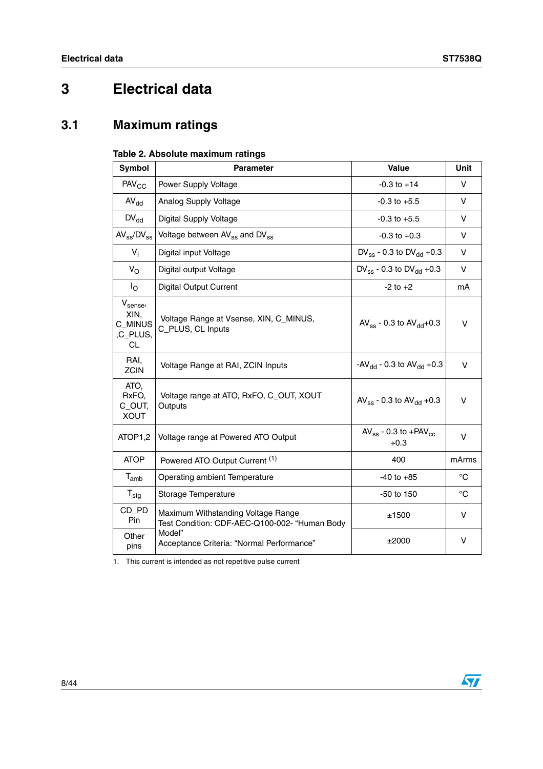# 3 Electrical data

## 3.1 Maximum ratings

**Table 2. Absolute maximum ratings**

| Symbol | Parameter | Value | Unit |
|---|---|---|---|
| $PAV_{CC}$ | Power Supply Voltage | -0.3 to +14 | V |
| $AV_{dd}$ | Analog Supply Voltage | -0.3 to +5.5 | V |
| $DV_{dd}$ | Digital Supply Voltage | -0.3 to +5.5 | V |
| $AV_{ss}/DV_{ss}$ | Voltage between $AV_{ss}$ and $DV_{ss}$ | -0.3 to +0.3 | V |
| $V_I$ | Digital input Voltage | $DV_{ss}$ - 0.3 to $DV_{dd}$ +0.3 | V |
| $V_O$ | Digital output Voltage | $DV_{ss}$ - 0.3 to $DV_{dd}$ +0.3 | V |
| $I_O$ | Digital Output Current | -2 to +2 | mA |
| $V_{sense}$, XIN, C_MINUS ,C_PLUS, CL | Voltage Range at Vsense, XIN, C_MINUS, C_PLUS, CL Inputs | $AV_{ss}$ - 0.3 to $AV_{dd}$+0.3 | V |
| RAI, ZCIN | Voltage Range at RAI, ZCIN Inputs | -$AV_{dd}$ - 0.3 to $AV_{dd}$ +0.3 | V |
| ATO, RxFO, C_OUT, XOUT | Voltage range at ATO, RxFO, C_OUT, XOUT Outputs | $AV_{ss}$ - 0.3 to $AV_{dd}$ +0.3 | V |
| ATOP1,2 | Voltage range at Powered ATO Output | $AV_{ss}$ - 0.3 to +$PAV_{cc}$ +0.3 | V |
| ATOP | Powered ATO Output Current (1) | 400 | mArms |
| $T_{amb}$ | Operating ambient Temperature | -40 to +85 | °C |
| $T_{stg}$ | Storage Temperature | -50 to 150 | °C |
| CD_PD Pin | Maximum Withstanding Voltage Range<br>Test Condition: CDF-AEC-Q100-002- “Human Body Model”<br>Acceptance Criteria: “Normal Performance” | ±1500 | V |
| Other pins | | ±2000 | V |

1. This current is intended as not repetitive pulse current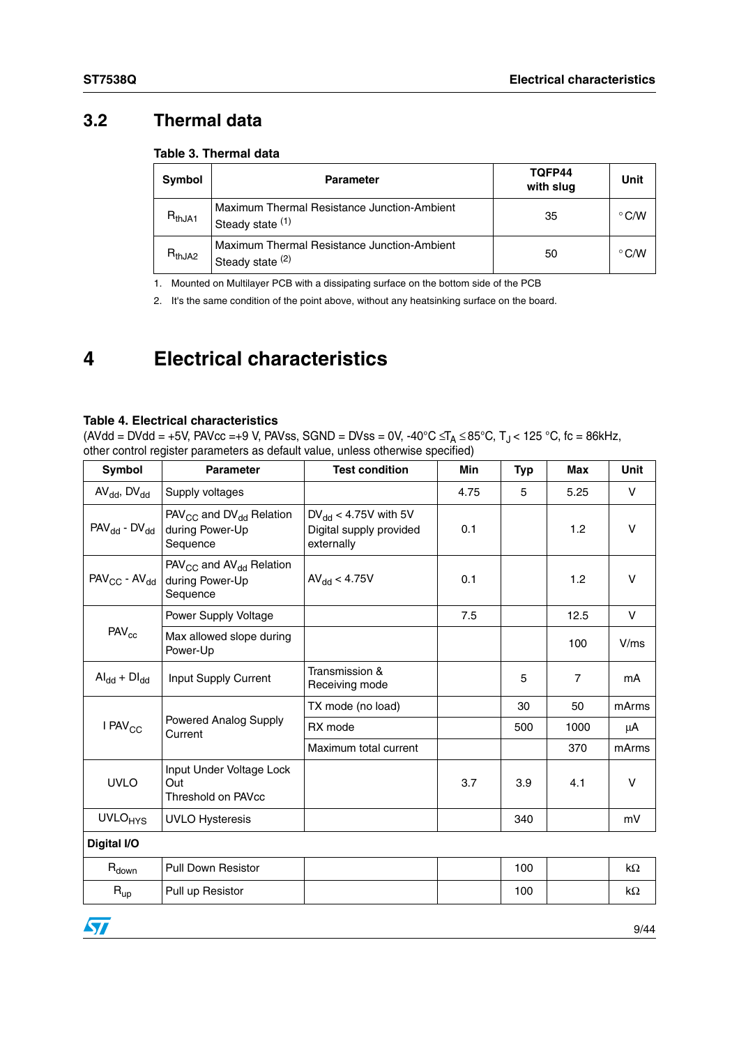## 3.2 Thermal data

**Table 3. Thermal data**

| Symbol | Parameter | TQFP44 with slug | Unit |
|---|---|---|---|
| $R_{thJA1}$ | Maximum Thermal Resistance Junction-Ambient Steady state [(1)] | 35 | °C/W |
| $R_{thJA2}$ | Maximum Thermal Resistance Junction-Ambient Steady state [(2)] | 50 | °C/W |

1. Mounted on Multilayer PCB with a dissipating surface on the bottom side of the PCB
2. It's the same condition of the point above, without any heatsinking surface on the board.

# 4 Electrical characteristics

**Table 4. Electrical characteristics**

(AVdd = DVdd = +5V, PAVcc =+9 V, PAVss, SGND = DVss = 0V, -40°C ≤$T_A$ ≤85°C, $T_J$ < 125 °C, fc = 86kHz, other control register parameters as default value, unless otherwise specified)

| Symbol | Parameter | Test condition | Min | Typ | Max | Unit |
|---|---|---|---|---|---|---|
| $AV_{dd}$, $DV_{dd}$ | Supply voltages | | 4.75 | 5 | 5.25 | V |
| $PAV_{dd}$ - $DV_{dd}$ | $PAV_{CC}$ and $DV_{dd}$ Relation during Power-Up Sequence | $DV_{dd}$ < 4.75V with 5V Digital supply provided externally | 0.1 | | 1.2 | V |
| $PAV_{CC}$ - $AV_{dd}$ | $PAV_{CC}$ and $AV_{dd}$ Relation during Power-Up Sequence | $AV_{dd}$ < 4.75V | 0.1 | | 1.2 | V |
| $PAV_{cc}$ | Power Supply Voltage | | 7.5 | | 12.5 | V |
| | Max allowed slope during Power-Up | | | | 100 | V/ms |
| $AI_{dd}$ + $DI_{dd}$ | Input Supply Current | Transmission & Receiving mode | | 5 | 7 | mA |
| I $PAV_{CC}$ | Powered Analog Supply Current | TX mode (no load) | | 30 | 50 | mArms |
| | | RX mode | | 500 | 1000 | µA |
| | | Maximum total current | | | 370 | mArms |
| UVLO | Input Under Voltage Lock Out Threshold on PAVcc | | 3.7 | 3.9 | 4.1 | V |
| $UVLO_{HYS}$ | UVLO Hysteresis | | | 340 | | mV |
| **Digital I/O** | | | | | | |
| $R_{down}$ | Pull Down Resistor | | | 100 | | kΩ |
| $R_{up}$ | Pull up Resistor | | | 100 | | kΩ |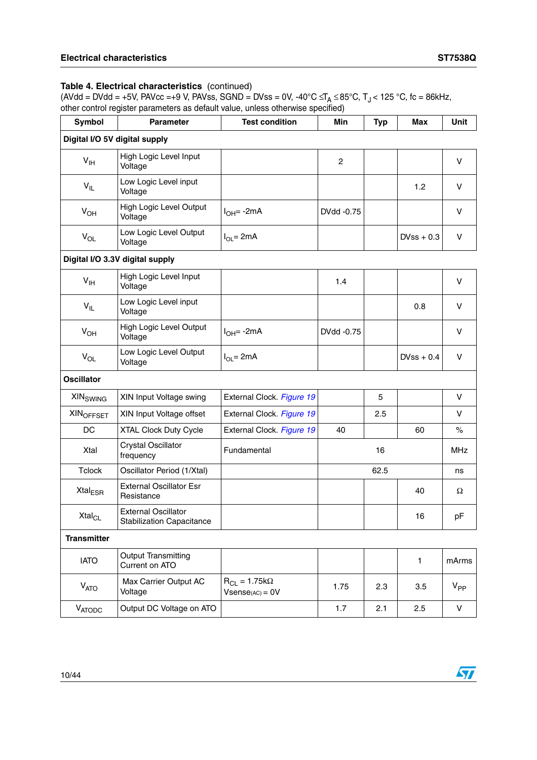**Table 4. Electrical characteristics** (continued)
(AVdd = DVdd = +5V, PAVcc =+9 V, PAVss, SGND = DVss = 0V, -40°C ≤$T_A$ ≤85°C, $T_J$ < 125 °C, fc = 86kHz, other control register parameters as default value, unless otherwise specified)

| Symbol | Parameter | Test condition | Min | Typ | Max | Unit |
|---|---|---|---|---|---|---|
| **Digital I/O 5V digital supply** | | | | | | |
| $V_{IH}$ | High Logic Level Input Voltage | | 2 | | | V |
| $V_{IL}$ | Low Logic Level input Voltage | | | | 1.2 | V |
| $V_{OH}$ | High Logic Level Output Voltage | $I_{OH}$= -2mA | DVdd -0.75 | | | V |
| $V_{OL}$ | Low Logic Level Output Voltage | $I_{OL}$= 2mA | | | DVss + 0.3 | V |
| **Digital I/O 3.3V digital supply** | | | | | | |
| $V_{IH}$ | High Logic Level Input Voltage | | 1.4 | | | V |
| $V_{IL}$ | Low Logic Level input Voltage | | | | 0.8 | V |
| $V_{OH}$ | High Logic Level Output Voltage | $I_{OH}$= -2mA | DVdd -0.75 | | | V |
| $V_{OL}$ | Low Logic Level Output Voltage | $I_{OL}$= 2mA | | | DVss + 0.4 | V |
| **Oscillator** | | | | | | |
| $XIN_{SWING}$ | XIN Input Voltage swing | External Clock. *Figure 19* | | 5 | | V |
| $XIN_{OFFSET}$ | XIN Input Voltage offset | External Clock. *Figure 19* | | 2.5 | | V |
| DC | XTAL Clock Duty Cycle | External Clock. *Figure 19* | 40 | | 60 | % |
| Xtal | Crystal Oscillator frequency | Fundamental | | 16 | | MHz |
| Tclock | Oscillator Period (1/Xtal) | | | 62.5 | | ns |
| $Xtal_{ESR}$ | External Oscillator Esr Resistance | | | | 40 | Ω |
| $Xtal_{CL}$ | External Oscillator Stabilization Capacitance | | | | 16 | pF |
| **Transmitter** | | | | | | |
| IATO | Output Transmitting Current on ATO | | | | 1 | mArms |
| $V_{ATO}$ | Max Carrier Output AC Voltage | $R_{CL}$ = 1.75kΩ $Vsense_{(AC)}$ = 0V | 1.75 | 2.3 | 3.5 | $V_{PP}$ |
| $V_{ATODC}$ | Output DC Voltage on ATO | | 1.7 | 2.1 | 2.5 | V |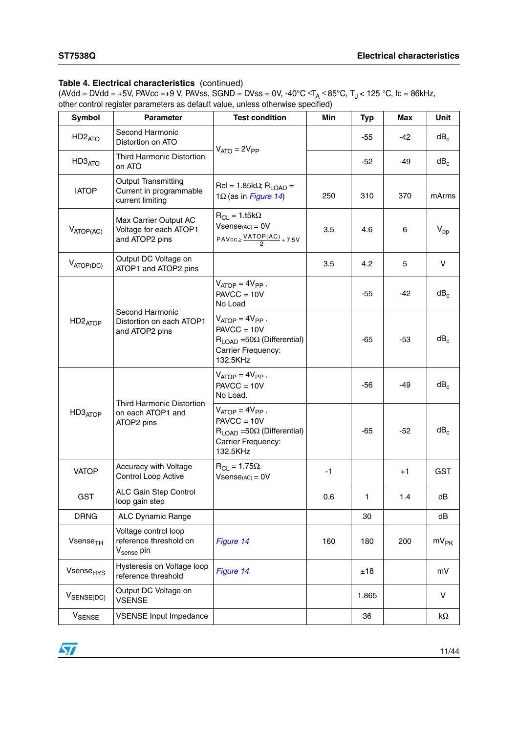**Table 4. Electrical characteristics** (continued)
(AVdd = DVdd = +5V, PAVcc =+9 V, PAVss, SGND = DVss = 0V, -40°C ≤$T_A$ ≤85°C, $T_J$ < 125 °C, fc = 86kHz, other control register parameters as default value, unless otherwise specified)

| Symbol | Parameter | Test condition | Min | Typ | Max | Unit |
|---|---|---|---|---|---|---|
| $HD2_{ATO}$ | Second Harmonic Distortion on ATO | $V_{ATO} = 2V_{PP}$ | | -55 | -42 | $dB_c$ |
| $HD3_{ATO}$ | Third Harmonic Distortion on ATO | | | -52 | -49 | $dB_c$ |
| IATOP | Output Transmitting Current in programmable current limiting | Rcl = 1.85kΩ; $R_{LOAD}$ = 1Ω (as in *Figure 14*) | 250 | 310 | 370 | mArms |
| $V_{ATOP(AC)}$ | Max Carrier Output AC Voltage for each ATOP1 and ATOP2 pins | $R_{CL}$ = 1.t5kΩ; $Vsense_{(AC)}$ = 0V; $PAVcc \geq \frac{VATOP(AC)}{2} + 7.5V$ | 3.5 | 4.6 | 6 | $V_{pp}$ |
| $V_{ATOP(DC)}$ | Output DC Voltage on ATOP1 and ATOP2 pins | | 3.5 | 4.2 | 5 | V |
| $HD2_{ATOP}$ | Second Harmonic Distortion on each ATOP1 and ATOP2 pins | $V_{ATOP} = 4V_{PP}$, PAVCC = 10V, No Load | | -55 | -42 | $dB_c$ |
| | | $V_{ATOP} = 4V_{PP}$, PAVCC = 10V, $R_{LOAD}$ =50Ω (Differential), Carrier Frequency: 132.5KHz | | -65 | -53 | $dB_c$ |
| $HD3_{ATOP}$ | Third Harmonic Distortion on each ATOP1 and ATOP2 pins | $V_{ATOP} = 4V_{PP}$, PAVCC = 10V, No Load. | | -56 | -49 | $dB_c$ |
| | | $V_{ATOP} = 4V_{PP}$, PAVCC = 10V, $R_{LOAD}$ =50Ω (Differential), Carrier Frequency: 132.5KHz | | -65 | -52 | $dB_c$ |
| VATOP | Accuracy with Voltage Control Loop Active | $R_{CL}$ = 1.75Ω; $Vsense_{(AC)}$ = 0V | -1 | | +1 | GST |
| GST | ALC Gain Step Control loop gain step | | 0.6 | 1 | 1.4 | dB |
| DRNG | ALC Dynamic Range | | | 30 | | dB |
| $Vsense_{TH}$ | Voltage control loop reference threshold on $V_{sense}$ pin | *Figure 14* | 160 | 180 | 200 | $mV_{PK}$ |
| $Vsense_{HYS}$ | Hysteresis on Voltage loop reference threshold | *Figure 14* | | ±18 | | mV |
| $V_{SENSE(DC)}$ | Output DC Voltage on VSENSE | | | 1.865 | | V |
| $V_{SENSE}$ | VSENSE Input Impedance | | | 36 | | kΩ |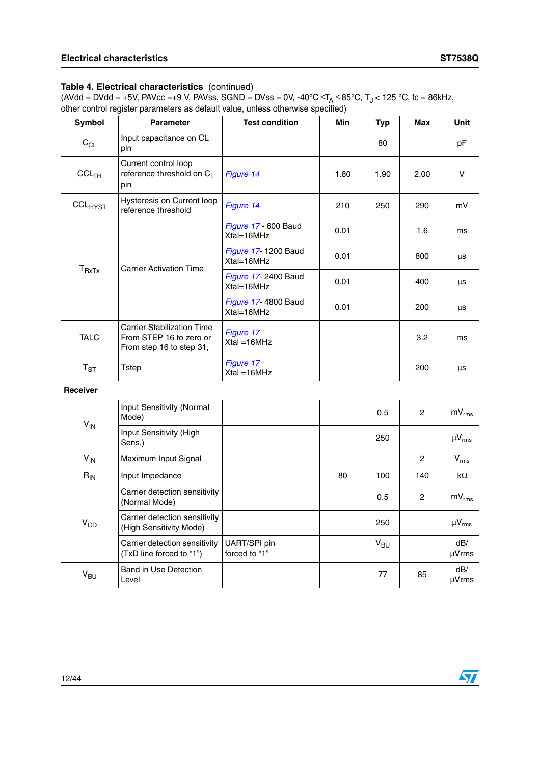**Table 4. Electrical characteristics** (continued)
(AVdd = DVdd = +5V, PAVcc =+9 V, PAVss, SGND = DVss = 0V, -40°C ≤$T_A$ ≤85°C, $T_J$ < 125 °C, fc = 86kHz, other control register parameters as default value, unless otherwise specified)

| Symbol | Parameter | Test condition | Min | Typ | Max | Unit |
|---|---|---|---|---|---|---|
| $C_{CL}$ | Input capacitance on CL pin | | | 80 | | pF |
| $CCL_{TH}$ | Current control loop reference threshold on $C_L$ pin | *Figure 14* | 1.80 | 1.90 | 2.00 | V |
| $CCL_{HYST}$ | Hysteresis on Current loop reference threshold | *Figure 14* | 210 | 250 | 290 | mV |
| $T_{RxTx}$ | Carrier Activation Time | *Figure 17* - 600 Baud Xtal=16MHz | 0.01 | | 1.6 | ms |
| | | *Figure 17*- 1200 Baud Xtal=16MHz | 0.01 | | 800 | µs |
| | | *Figure 17*- 2400 Baud Xtal=16MHz | 0.01 | | 400 | µs |
| | | *Figure 17*- 4800 Baud Xtal=16MHz | 0.01 | | 200 | µs |
| TALC | Carrier Stabilization Time From STEP 16 to zero or From step 16 to step 31, | *Figure 17* Xtal =16MHz | | | 3.2 | ms |
| $T_{ST}$ | Tstep | *Figure 17* Xtal =16MHz | | | 200 | µs |
| **Receiver** | | | | | | |
| $V_{IN}$ | Input Sensitivity (Normal Mode) | | | 0.5 | 2 | $mV_{rms}$ |
| | Input Sensitivity (High Sens.) | | | 250 | | $\mu V_{rms}$ |
| $V_{IN}$ | Maximum Input Signal | | | | 2 | $V_{rms}$ |
| $R_{IN}$ | Input Impedance | | 80 | 100 | 140 | kΩ |
| $V_{CD}$ | Carrier detection sensitivity (Normal Mode) | | | 0.5 | 2 | $mV_{rms}$ |
| | Carrier detection sensitivity (High Sensitivity Mode) | | | 250 | | $\mu V_{rms}$ |
| | Carrier detection sensitivity (TxD line forced to “1”) | UART/SPI pin forced to “1” | | $V_{BU}$ | | dB/ µVrms |
| $V_{BU}$ | Band in Use Detection Level | | | 77 | 85 | dB/ µVrms |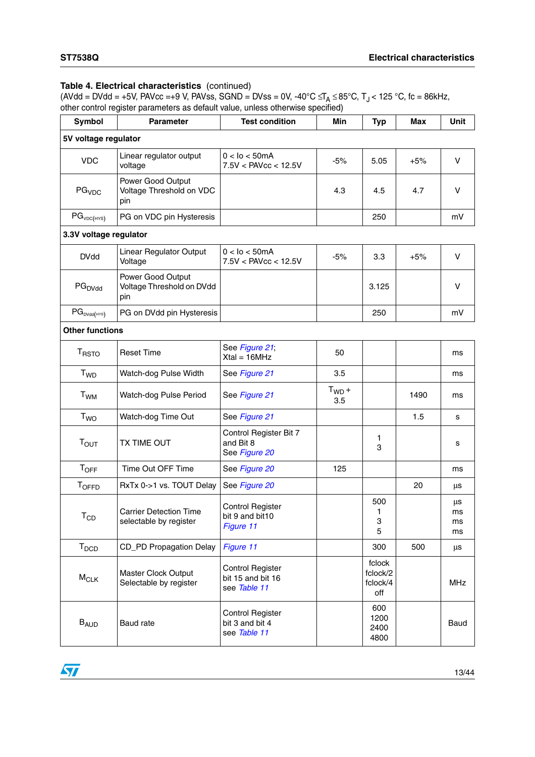**Table 4. Electrical characteristics** (continued)
(AVdd = DVdd = +5V, PAVcc =+9 V, PAVss, SGND = DVss = 0V, -40°C ≤$T_A$ ≤85°C, $T_J$ < 125 °C, fc = 86kHz, other control register parameters as default value, unless otherwise specified)

| Symbol | Parameter | Test condition | Min | Typ | Max | Unit |
|---|---|---|---|---|---|---|
| **5V voltage regulator** | | | | | | |
| VDC | Linear regulator output voltage | 0 < Io < 50mA<br>7.5V < PAVcc < 12.5V | -5% | 5.05 | +5% | V |
| $PG_{VDC}$ | Power Good Output Voltage Threshold on VDC pin | | 4.3 | 4.5 | 4.7 | V |
| $PG_{VDC(HYS)}$ | PG on VDC pin Hysteresis | | | 250 | | mV |
| **3.3V voltage regulator** | | | | | | |
| DVdd | Linear Regulator Output Voltage | 0 < Io < 50mA<br>7.5V < PAVcc < 12.5V | -5% | 3.3 | +5% | V |
| $PG_{DVdd}$ | Power Good Output Voltage Threshold on DVdd pin | | | 3.125 | | V |
| $PG_{DVdd(HYS)}$ | PG on DVdd pin Hysteresis | | | 250 | | mV |
| **Other functions** | | | | | | |
| $T_{RSTO}$ | Reset Time | See *Figure 21*;<br>Xtal = 16MHz | 50 | | | ms |
| $T_{WD}$ | Watch-dog Pulse Width | See *Figure 21* | 3.5 | | | ms |
| $T_{WM}$ | Watch-dog Pulse Period | See *Figure 21* | $T_{WD}$ + 3.5 | | 1490 | ms |
| $T_{WO}$ | Watch-dog Time Out | See *Figure 21* | | | 1.5 | s |
| $T_{OUT}$ | TX TIME OUT | Control Register Bit 7 and Bit 8<br>See *Figure 20* | | 1<br>3 | | s |
| $T_{OFF}$ | Time Out OFF Time | See *Figure 20* | 125 | | | ms |
| $T_{OFFD}$ | RxTx 0->1 vs. TOUT Delay | See *Figure 20* | | | 20 | µs |
| $T_{CD}$ | Carrier Detection Time selectable by register | Control Register bit 9 and bit10<br>*Figure 11* | | 500<br>1<br>3<br>5 | | µs<br>ms<br>ms<br>ms |
| $T_{DCD}$ | CD_PD Propagation Delay | *Figure 11* | | 300 | 500 | µs |
| $M_{CLK}$ | Master Clock Output Selectable by register | Control Register bit 15 and bit 16<br>see *Table 11* | | fclock<br>fclock/2<br>fclock/4<br>off | | MHz |
| $B_{AUD}$ | Baud rate | Control Register bit 3 and bit 4<br>see *Table 11* | | 600<br>1200<br>2400<br>4800 | | Baud |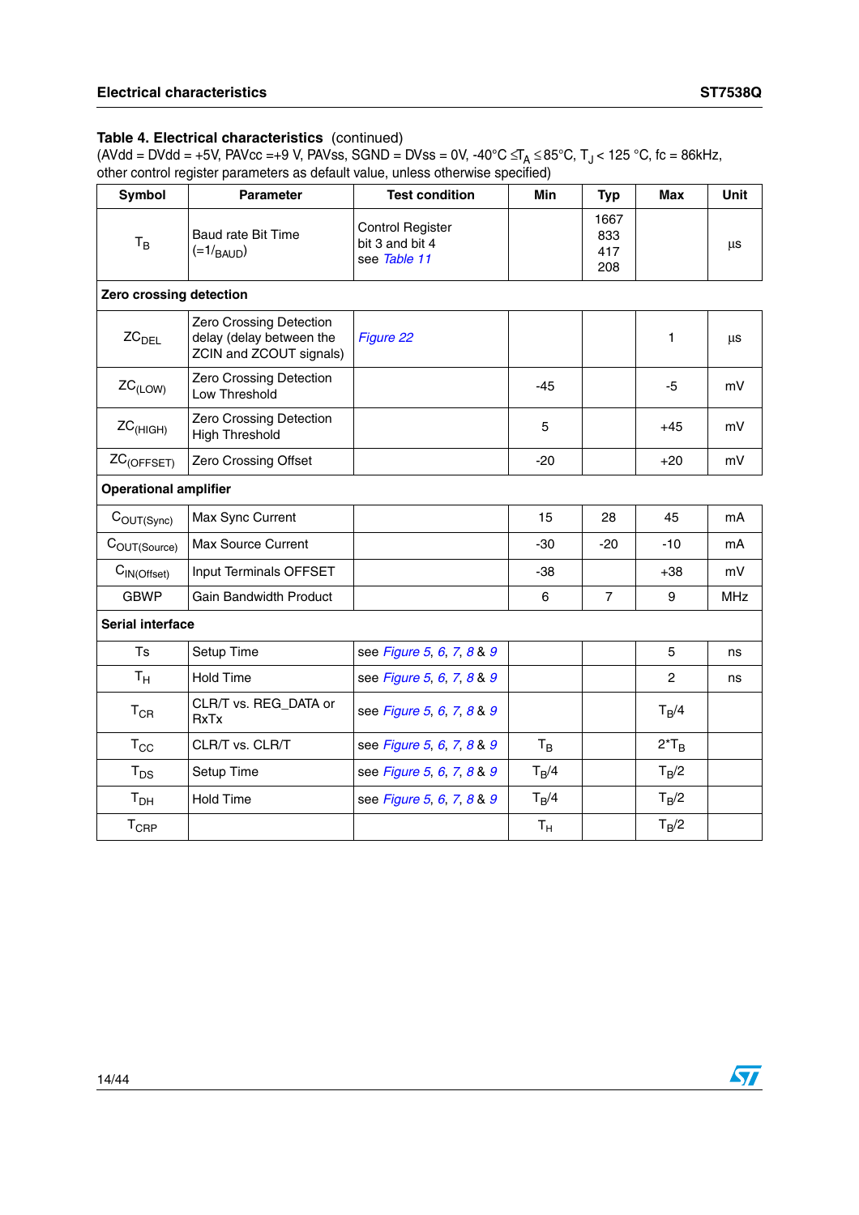**Table 4. Electrical characteristics** (continued)
(AVdd = DVdd = +5V, PAVcc =+9 V, PAVss, SGND = DVss = 0V, -40°C ≤$T_A$ ≤85°C, $T_J$ < 125 °C, fc = 86kHz, other control register parameters as default value, unless otherwise specified)

| Symbol | Parameter | Test condition | Min | Typ | Max | Unit |
|---|---|---|---|---|---|---|
| $T_B$ | Baud rate Bit Time (=1/$_{BAUD}$) | Control Register bit 3 and bit 4 see Table 11 | | 1667 833 417 208 | | µs |
| **Zero crossing detection** | | | | | | |
| $ZC_{DEL}$ | Zero Crossing Detection delay (delay between the ZCIN and ZCOUT signals) | Figure 22 | | | 1 | µs |
| $ZC_{(LOW)}$ | Zero Crossing Detection Low Threshold | | -45 | | -5 | mV |
| $ZC_{(HIGH)}$ | Zero Crossing Detection High Threshold | | 5 | | +45 | mV |
| $ZC_{(OFFSET)}$ | Zero Crossing Offset | | -20 | | +20 | mV |
| **Operational amplifier** | | | | | | |
| $C_{OUT(Sync)}$ | Max Sync Current | | 15 | 28 | 45 | mA |
| $C_{OUT(Source)}$ | Max Source Current | | -30 | -20 | -10 | mA |
| $C_{IN(Offset)}$ | Input Terminals OFFSET | | -38 | | +38 | mV |
| GBWP | Gain Bandwidth Product | | 6 | 7 | 9 | MHz |
| **Serial interface** | | | | | | |
| Ts | Setup Time | see Figure 5, 6, 7, 8 & 9 | | | 5 | ns |
| $T_H$ | Hold Time | see Figure 5, 6, 7, 8 & 9 | | | 2 | ns |
| $T_{CR}$ | CLR/T vs. REG_DATA or RxTx | see Figure 5, 6, 7, 8 & 9 | | | $T_B$/4 | |
| $T_{CC}$ | CLR/T vs. CLR/T | see Figure 5, 6, 7, 8 & 9 | $T_B$ | | 2*$T_B$ | |
| $T_{DS}$ | Setup Time | see Figure 5, 6, 7, 8 & 9 | $T_B$/4 | | $T_B$/2 | |
| $T_{DH}$ | Hold Time | see Figure 5, 6, 7, 8 & 9 | $T_B$/4 | | $T_B$/2 | |
| $T_{CRP}$ | | | $T_H$ | | $T_B$/2 | |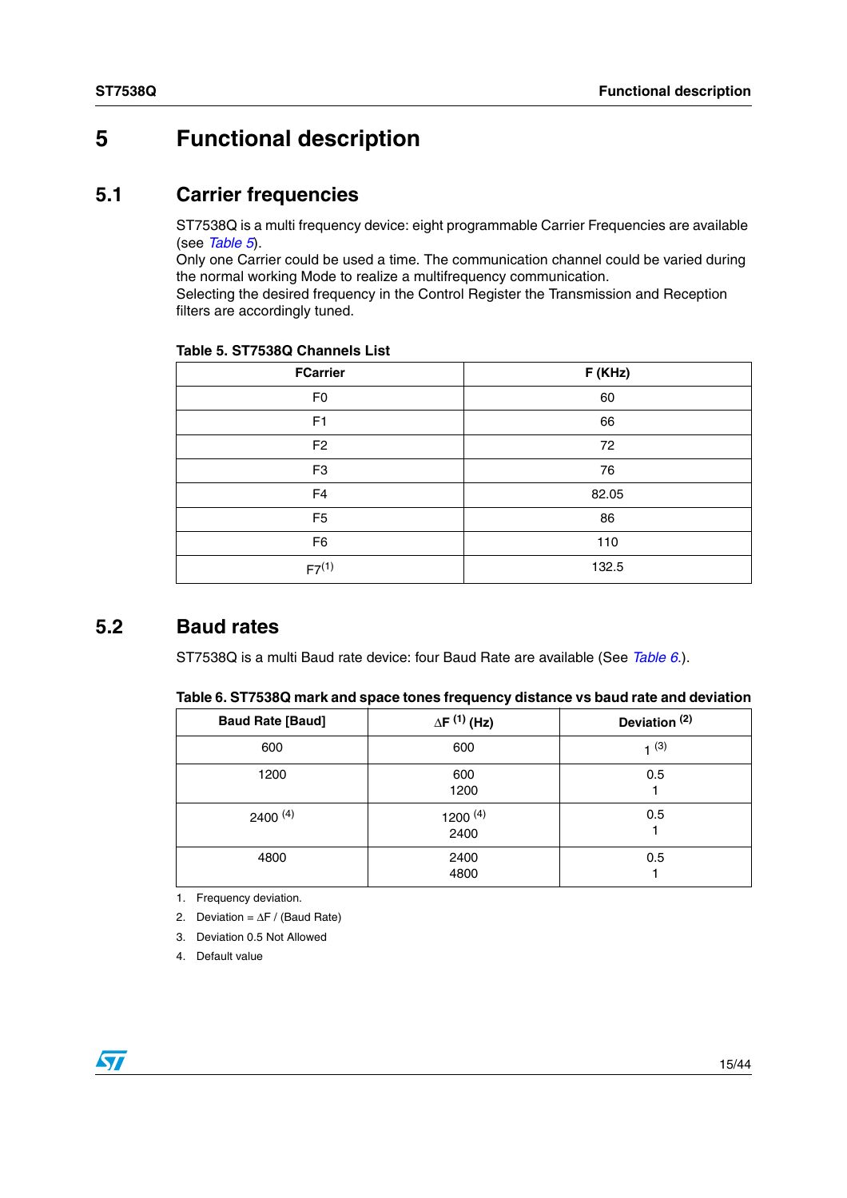# 5 Functional description

## 5.1 Carrier frequencies

ST7538Q is a multi frequency device: eight programmable Carrier Frequencies are available (see *Table 5*).
Only one Carrier could be used a time. The communication channel could be varied during the normal working Mode to realize a multifrequency communication.
Selecting the desired frequency in the Control Register the Transmission and Reception filters are accordingly tuned.

**Table 5. ST7538Q Channels List**

| FCarrier | F (KHz) |
|---|---|
| F0 | 60 |
| F1 | 66 |
| F2 | 72 |
| F3 | 76 |
| F4 | 82.05 |
| F5 | 86 |
| F6 | 110 |
| F7[1] | 132.5 |

## 5.2 Baud rates

ST7538Q is a multi Baud rate device: four Baud Rate are available (See *Table 6.*).

**Table 6. ST7538Q mark and space tones frequency distance vs baud rate and deviation**

| Baud Rate [Baud] | $\Delta F$ [1] (Hz) | Deviation [2] |
|---|---|---|
| 600 | 600 | 1 [3] |
| 1200 | 600<br>1200 | 0.5<br>1 |
| 2400 [4] | 1200 [4]<br>2400 | 0.5<br>1 |
| 4800 | 2400<br>4800 | 0.5<br>1 |

1. Frequency deviation.
2. Deviation = $\Delta F$ / (Baud Rate)
3. Deviation 0.5 Not Allowed
4. Default value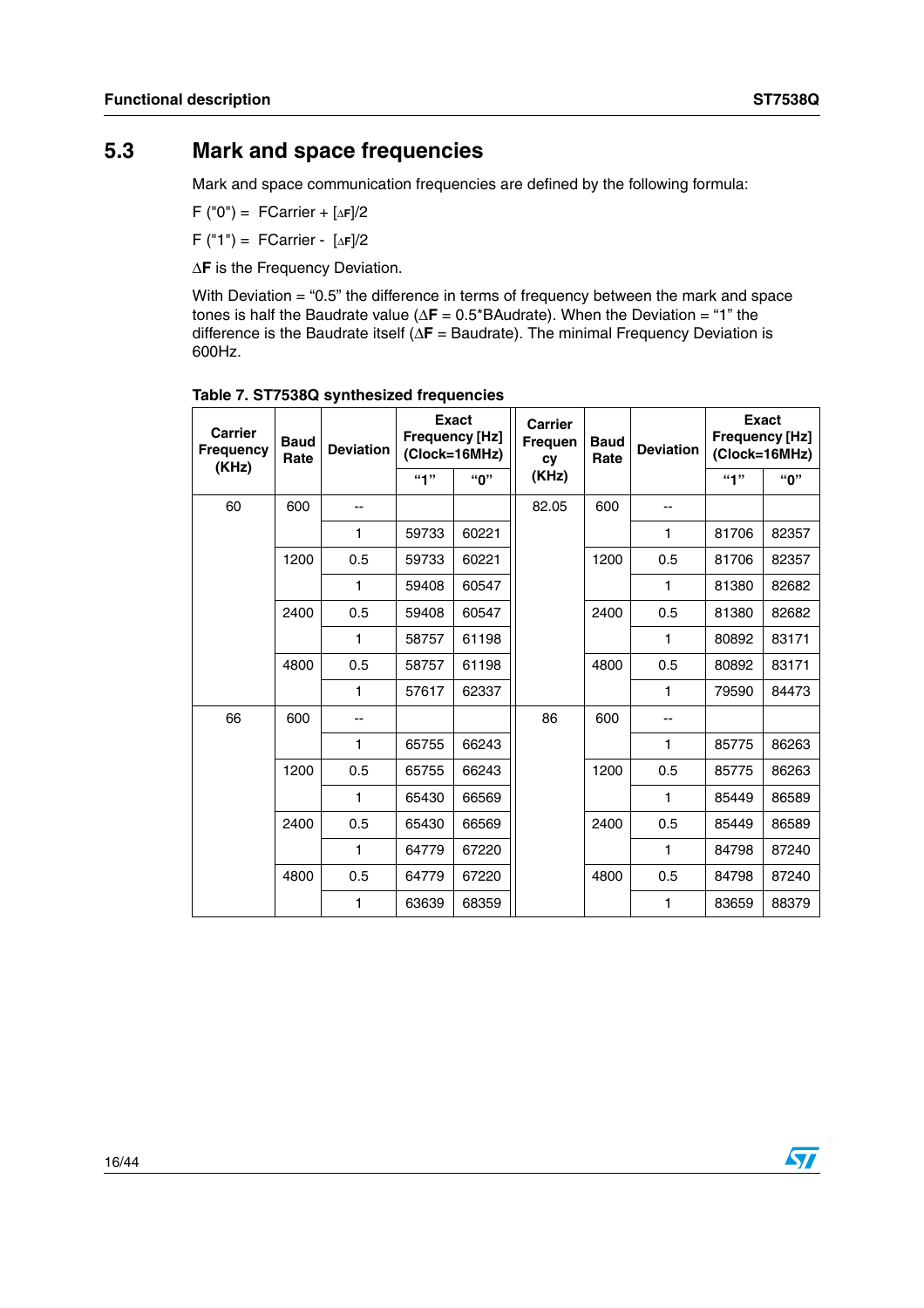## 5.3 Mark and space frequencies

Mark and space communication frequencies are defined by the following formula:

F ("0") = FCarrier + [$\Delta$F]/2

F ("1") = FCarrier - [$\Delta$F]/2

$\Delta$**F** is the Frequency Deviation.

With Deviation = "0.5" the difference in terms of frequency between the mark and space tones is half the Baudrate value ($\Delta$**F** = 0.5*BAudrate). When the Deviation = "1" the difference is the Baudrate itself ($\Delta$**F** = Baudrate). The minimal Frequency Deviation is 600Hz.

**Table 7. ST7538Q synthesized frequencies**

| Carrier Frequency (KHz) | Baud Rate | Deviation | Exact Frequency [Hz] (Clock=16MHz) | | Carrier Frequency (KHz) | Baud Rate | Deviation | Exact Frequency [Hz] (Clock=16MHz) | |
|---|---|---|---|---|---|---|---|---|---|
| | | | "1" | "0" | | | | "1" | "0" |
| 60 | 600 | -- | | | 82.05 | 600 | -- | | |
| | | 1 | 59733 | 60221 | | | 1 | 81706 | 82357 |
| | 1200 | 0.5 | 59733 | 60221 | | 1200 | 0.5 | 81706 | 82357 |
| | | 1 | 59408 | 60547 | | | 1 | 81380 | 82682 |
| | 2400 | 0.5 | 59408 | 60547 | | 2400 | 0.5 | 81380 | 82682 |
| | | 1 | 58757 | 61198 | | | 1 | 80892 | 83171 |
| | 4800 | 0.5 | 58757 | 61198 | | 4800 | 0.5 | 80892 | 83171 |
| | | 1 | 57617 | 62337 | | | 1 | 79590 | 84473 |
| 66 | 600 | -- | | | 86 | 600 | -- | | |
| | | 1 | 65755 | 66243 | | | 1 | 85775 | 86263 |
| | 1200 | 0.5 | 65755 | 66243 | | 1200 | 0.5 | 85775 | 86263 |
| | | 1 | 65430 | 66569 | | | 1 | 85449 | 86589 |
| | 2400 | 0.5 | 65430 | 66569 | | 2400 | 0.5 | 85449 | 86589 |
| | | 1 | 64779 | 67220 | | | 1 | 84798 | 87240 |
| | 4800 | 0.5 | 64779 | 67220 | | 4800 | 0.5 | 84798 | 87240 |
| | | 1 | 63639 | 68359 | | | 1 | 83659 | 88379 |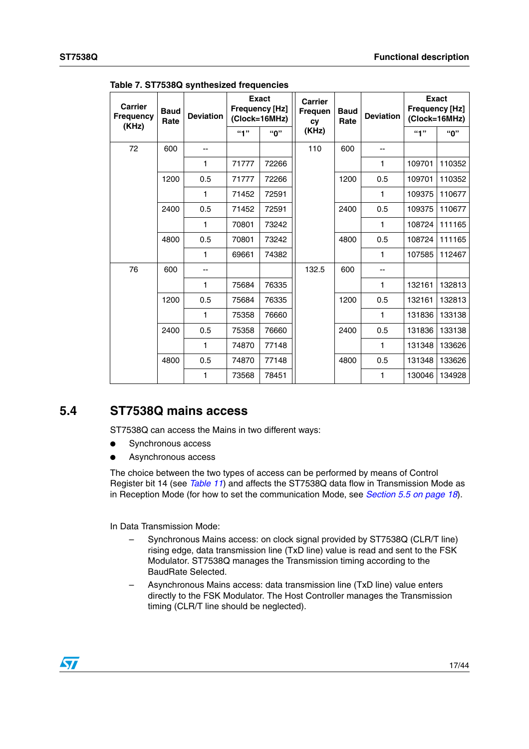**Table 7. ST7538Q synthesized frequencies**

| Carrier Frequency (KHz) | Baud Rate | Deviation | Exact Frequency [Hz] (Clock=16MHz) | | Carrier Frequency (KHz) | Baud Rate | Deviation | Exact Frequency [Hz] (Clock=16MHz) | |
|---|---|---|---|---|---|---|---|---|---|
| | | | "1" | "0" | | | | "1" | "0" |
| 72 | 600 | -- | | | 110 | 600 | -- | | |
| | | 1 | 71777 | 72266 | | | 1 | 109701 | 110352 |
| | 1200 | 0.5 | 71777 | 72266 | | 1200 | 0.5 | 109701 | 110352 |
| | | 1 | 71452 | 72591 | | | 1 | 109375 | 110677 |
| | 2400 | 0.5 | 71452 | 72591 | | 2400 | 0.5 | 109375 | 110677 |
| | | 1 | 70801 | 73242 | | | 1 | 108724 | 111165 |
| | 4800 | 0.5 | 70801 | 73242 | | 4800 | 0.5 | 108724 | 111165 |
| | | 1 | 69661 | 74382 | | | 1 | 107585 | 112467 |
| 76 | 600 | -- | | | 132.5 | 600 | -- | | |
| | | 1 | 75684 | 76335 | | | 1 | 132161 | 132813 |
| | 1200 | 0.5 | 75684 | 76335 | | 1200 | 0.5 | 132161 | 132813 |
| | | 1 | 75358 | 76660 | | | 1 | 131836 | 133138 |
| | 2400 | 0.5 | 75358 | 76660 | | 2400 | 0.5 | 131836 | 133138 |
| | | 1 | 74870 | 77148 | | | 1 | 131348 | 133626 |
| | 4800 | 0.5 | 74870 | 77148 | | 4800 | 0.5 | 131348 | 133626 |
| | | 1 | 73568 | 78451 | | | 1 | 130046 | 134928 |

## 5.4 ST7538Q mains access

ST7538Q can access the Mains in two different ways:

- Synchronous access
- Asynchronous access

The choice between the two types of access can be performed by means of Control Register bit 14 (see *Table 11*) and affects the ST7538Q data flow in Transmission Mode as in Reception Mode (for how to set the communication Mode, see *Section 5.5 on page 18*).

In Data Transmission Mode:

- Synchronous Mains access: on clock signal provided by ST7538Q (CLR/T line) rising edge, data transmission line (TxD line) value is read and sent to the FSK Modulator. ST7538Q manages the Transmission timing according to the BaudRate Selected.
- Asynchronous Mains access: data transmission line (TxD line) value enters directly to the FSK Modulator. The Host Controller manages the Transmission timing (CLR/T line should be neglected).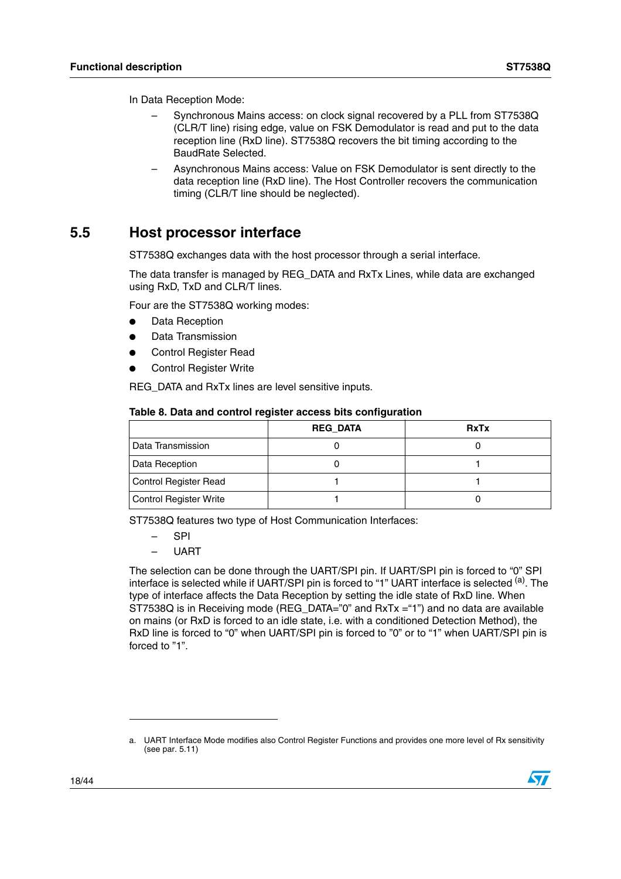In Data Reception Mode:

- Synchronous Mains access: on clock signal recovered by a PLL from ST7538Q (CLR/T line) rising edge, value on FSK Demodulator is read and put to the data reception line (RxD line). ST7538Q recovers the bit timing according to the BaudRate Selected.
- Asynchronous Mains access: Value on FSK Demodulator is sent directly to the data reception line (RxD line). The Host Controller recovers the communication timing (CLR/T line should be neglected).

## 5.5 Host processor interface

ST7538Q exchanges data with the host processor through a serial interface.

The data transfer is managed by REG_DATA and RxTx Lines, while data are exchanged using RxD, TxD and CLR/T lines.

Four are the ST7538Q working modes:

- Data Reception
- Data Transmission
- Control Register Read
- Control Register Write

REG_DATA and RxTx lines are level sensitive inputs.

**Table 8. Data and control register access bits configuration**

| | REG_DATA | RxTx |
|---|---|---|
| Data Transmission | 0 | 0 |
| Data Reception | 0 | 1 |
| Control Register Read | 1 | 1 |
| Control Register Write | 1 | 0 |

ST7538Q features two type of Host Communication Interfaces:

- SPI
- UART

The selection can be done through the UART/SPI pin. If UART/SPI pin is forced to "0" SPI interface is selected while if UART/SPI pin is forced to "1" UART interface is selected [a]. The type of interface affects the Data Reception by setting the idle state of RxD line. When ST7538Q is in Receiving mode (REG_DATA="0" and RxTx ="1") and no data are available on mains (or RxD is forced to an idle state, i.e. with a conditioned Detection Method), the RxD line is forced to "0" when UART/SPI pin is forced to "0" or to "1" when UART/SPI pin is forced to "1".

a. UART Interface Mode modifies also Control Register Functions and provides one more level of Rx sensitivity (see par. 5.11)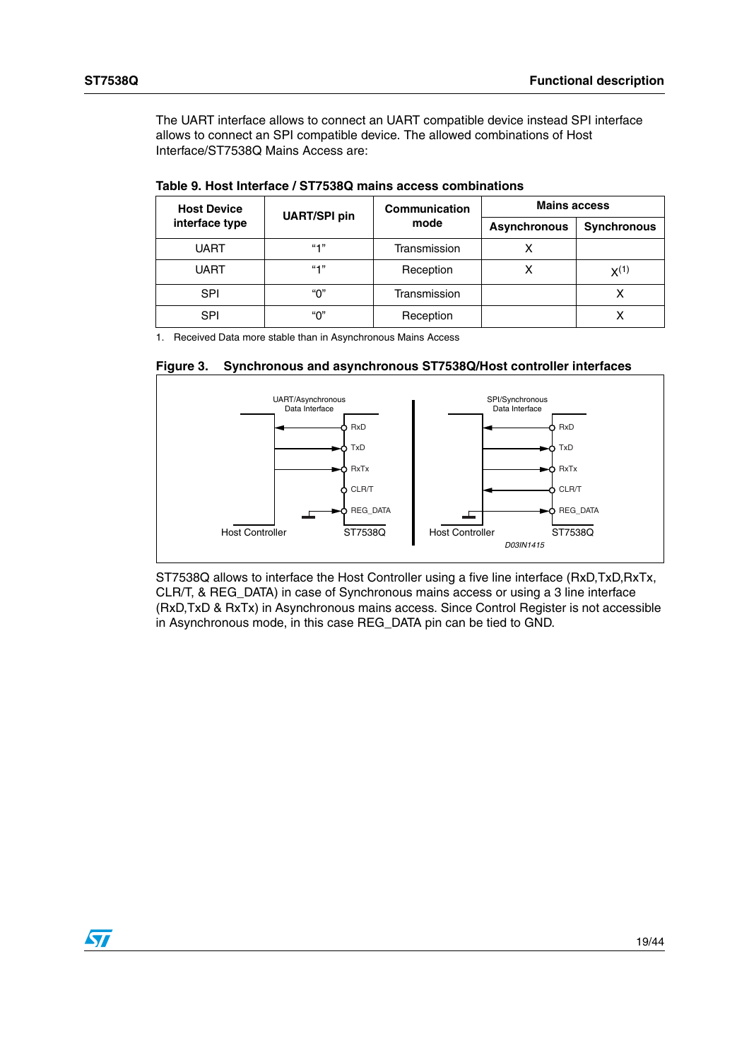The UART interface allows to connect an UART compatible device instead SPI interface allows to connect an SPI compatible device. The allowed combinations of Host Interface/ST7538Q Mains Access are:

**Table 9. Host Interface / ST7538Q mains access combinations**

| Host Device interface type | UART/SPI pin | Communication mode | Mains access | |
|---|---|---|---|---|
| | | | Asynchronous | Synchronous |
| UART | "1" | Transmission | X | |
| UART | "1" | Reception | X | X[(1)] |
| SPI | "0" | Transmission | | X |
| SPI | "0" | Reception | | X |

1. Received Data more stable than in Asynchronous Mains Access

**Figure 3. Synchronous and asynchronous ST7538Q/Host controller interfaces**

ST7538Q allows to interface the Host Controller using a five line interface (RxD,TxD,RxTx, CLR/T, & REG_DATA) in case of Synchronous mains access or using a 3 line interface (RxD,TxD & RxTx) in Asynchronous mains access. Since Control Register is not accessible in Asynchronous mode, in this case REG_DATA pin can be tied to GND.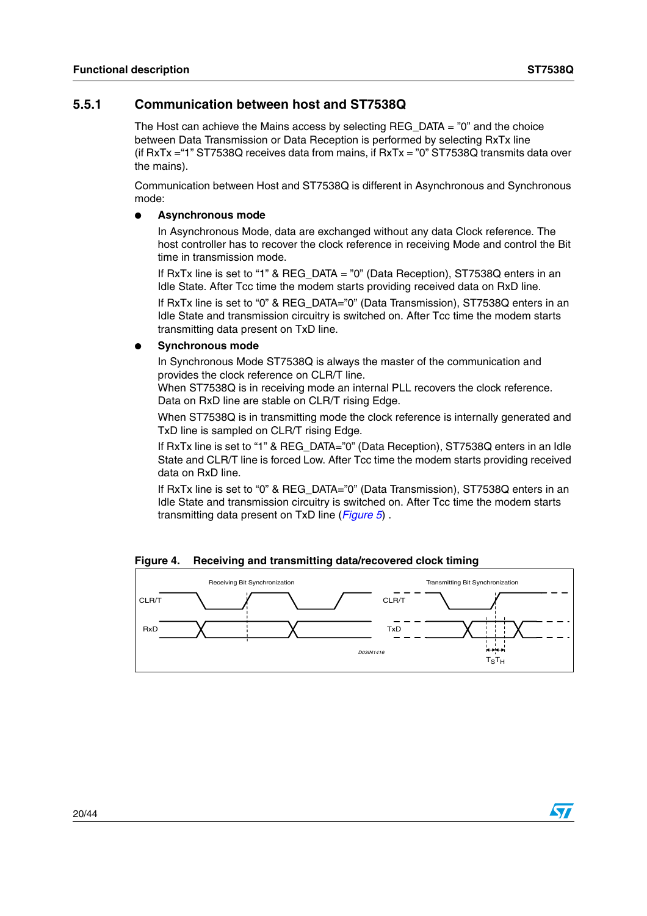### 5.5.1 Communication between host and ST7538Q

The Host can achieve the Mains access by selecting REG_DATA = ”0” and the choice between Data Transmission or Data Reception is performed by selecting RxTx line (if RxTx =“1” ST7538Q receives data from mains, if RxTx = ”0” ST7538Q transmits data over the mains).

Communication between Host and ST7538Q is different in Asynchronous and Synchronous mode:

- **Asynchronous mode**

  In Asynchronous Mode, data are exchanged without any data Clock reference. The host controller has to recover the clock reference in receiving Mode and control the Bit time in transmission mode.

  If RxTx line is set to “1” & REG_DATA = ”0” (Data Reception), ST7538Q enters in an Idle State. After Tcc time the modem starts providing received data on RxD line.

  If RxTx line is set to “0” & REG_DATA=”0” (Data Transmission), ST7538Q enters in an Idle State and transmission circuitry is switched on. After Tcc time the modem starts transmitting data present on TxD line.

- **Synchronous mode**

  In Synchronous Mode ST7538Q is always the master of the communication and provides the clock reference on CLR/T line.
  When ST7538Q is in receiving mode an internal PLL recovers the clock reference. Data on RxD line are stable on CLR/T rising Edge.

  When ST7538Q is in transmitting mode the clock reference is internally generated and TxD line is sampled on CLR/T rising Edge.

  If RxTx line is set to “1” & REG_DATA=”0” (Data Reception), ST7538Q enters in an Idle State and CLR/T line is forced Low. After Tcc time the modem starts providing received data on RxD line.

  If RxTx line is set to “0” & REG_DATA=”0” (Data Transmission), ST7538Q enters in an Idle State and transmission circuitry is switched on. After Tcc time the modem starts transmitting data present on TxD line (*Figure 5*) .

**Figure 4. Receiving and transmitting data/recovered clock timing**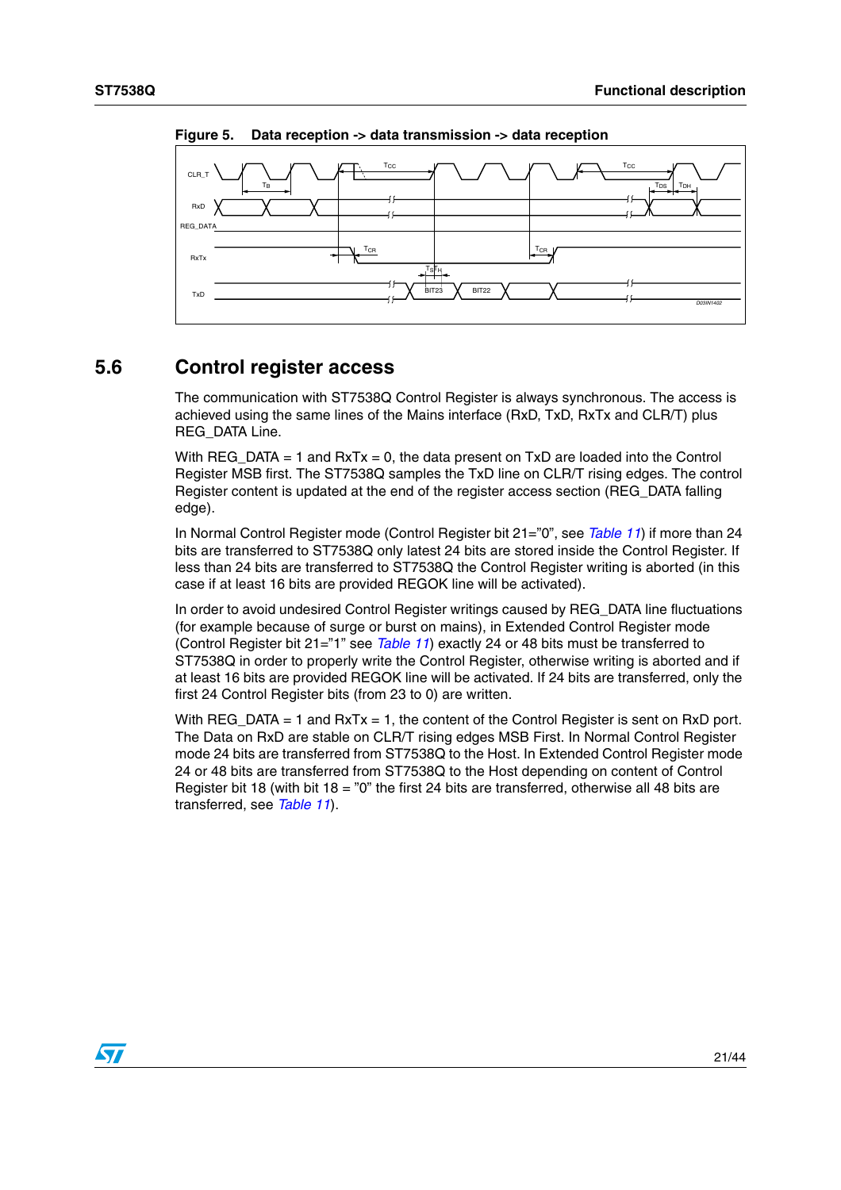**Figure 5. Data reception -> data transmission -> data reception**

## 5.6 Control register access

The communication with ST7538Q Control Register is always synchronous. The access is achieved using the same lines of the Mains interface (RxD, TxD, RxTx and CLR/T) plus REG_DATA Line.

With REG_DATA = 1 and RxTx = 0, the data present on TxD are loaded into the Control Register MSB first. The ST7538Q samples the TxD line on CLR/T rising edges. The control Register content is updated at the end of the register access section (REG_DATA falling edge).

In Normal Control Register mode (Control Register bit 21="0", see *Table 11*) if more than 24 bits are transferred to ST7538Q only latest 24 bits are stored inside the Control Register. If less than 24 bits are transferred to ST7538Q the Control Register writing is aborted (in this case if at least 16 bits are provided REGOK line will be activated).

In order to avoid undesired Control Register writings caused by REG_DATA line fluctuations (for example because of surge or burst on mains), in Extended Control Register mode (Control Register bit 21="1" see *Table 11*) exactly 24 or 48 bits must be transferred to ST7538Q in order to properly write the Control Register, otherwise writing is aborted and if at least 16 bits are provided REGOK line will be activated. If 24 bits are transferred, only the first 24 Control Register bits (from 23 to 0) are written.

With REG_DATA = 1 and RxTx = 1, the content of the Control Register is sent on RxD port. The Data on RxD are stable on CLR/T rising edges MSB First. In Normal Control Register mode 24 bits are transferred from ST7538Q to the Host. In Extended Control Register mode 24 or 48 bits are transferred from ST7538Q to the Host depending on content of Control Register bit 18 (with bit 18 = "0" the first 24 bits are transferred, otherwise all 48 bits are transferred, see *Table 11*).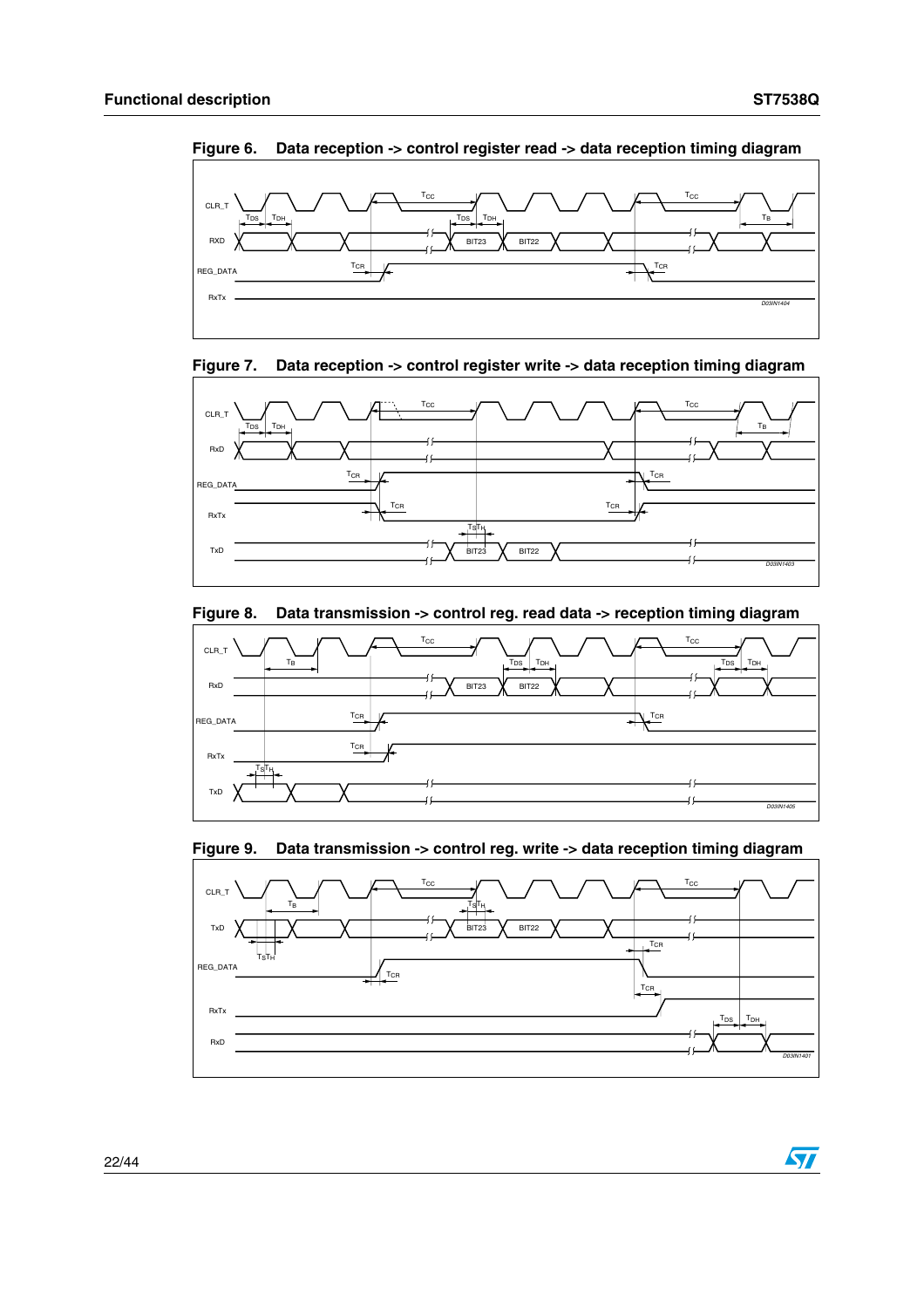Figure 6. Data reception -> control register read -> data reception timing diagram

Figure 7. Data reception -> control register write -> data reception timing diagram

Figure 8. Data transmission -> control reg. read data -> reception timing diagram

Figure 9. Data transmission -> control reg. write -> data reception timing diagram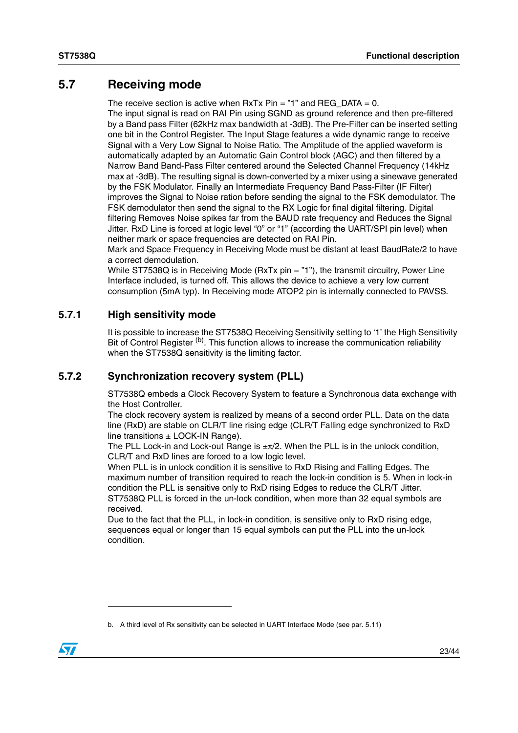## 5.7 Receiving mode

The receive section is active when RxTx Pin = "1" and REG_DATA = 0.
The input signal is read on RAI Pin using SGND as ground reference and then pre-filtered by a Band pass Filter (62kHz max bandwidth at -3dB). The Pre-Filter can be inserted setting one bit in the Control Register. The Input Stage features a wide dynamic range to receive Signal with a Very Low Signal to Noise Ratio. The Amplitude of the applied waveform is automatically adapted by an Automatic Gain Control block (AGC) and then filtered by a Narrow Band Band-Pass Filter centered around the Selected Channel Frequency (14kHz max at -3dB). The resulting signal is down-converted by a mixer using a sinewave generated by the FSK Modulator. Finally an Intermediate Frequency Band Pass-Filter (IF Filter) improves the Signal to Noise ration before sending the signal to the FSK demodulator. The FSK demodulator then send the signal to the RX Logic for final digital filtering. Digital filtering Removes Noise spikes far from the BAUD rate frequency and Reduces the Signal Jitter. RxD Line is forced at logic level "0" or "1" (according the UART/SPI pin level) when neither mark or space frequencies are detected on RAI Pin.
Mark and Space Frequency in Receiving Mode must be distant at least BaudRate/2 to have a correct demodulation.
While ST7538Q is in Receiving Mode (RxTx pin = "1"), the transmit circuitry, Power Line Interface included, is turned off. This allows the device to achieve a very low current consumption (5mA typ). In Receiving mode ATOP2 pin is internally connected to PAVSS.

### 5.7.1 High sensitivity mode

It is possible to increase the ST7538Q Receiving Sensitivity setting to '1' the High Sensitivity Bit of Control Register [b]. This function allows to increase the communication reliability when the ST7538Q sensitivity is the limiting factor.

### 5.7.2 Synchronization recovery system (PLL)

ST7538Q embeds a Clock Recovery System to feature a Synchronous data exchange with the Host Controller.
The clock recovery system is realized by means of a second order PLL. Data on the data line (RxD) are stable on CLR/T line rising edge (CLR/T Falling edge synchronized to RxD line transitions ± LOCK-IN Range).
The PLL Lock-in and Lock-out Range is $\pm\pi/2$. When the PLL is in the unlock condition, CLR/T and RxD lines are forced to a low logic level.
When PLL is in unlock condition it is sensitive to RxD Rising and Falling Edges. The maximum number of transition required to reach the lock-in condition is 5. When in lock-in condition the PLL is sensitive only to RxD rising Edges to reduce the CLR/T Jitter.
ST7538Q PLL is forced in the un-lock condition, when more than 32 equal symbols are received.
Due to the fact that the PLL, in lock-in condition, is sensitive only to RxD rising edge, sequences equal or longer than 15 equal symbols can put the PLL into the un-lock condition.

b. A third level of Rx sensitivity can be selected in UART Interface Mode (see par. 5.11)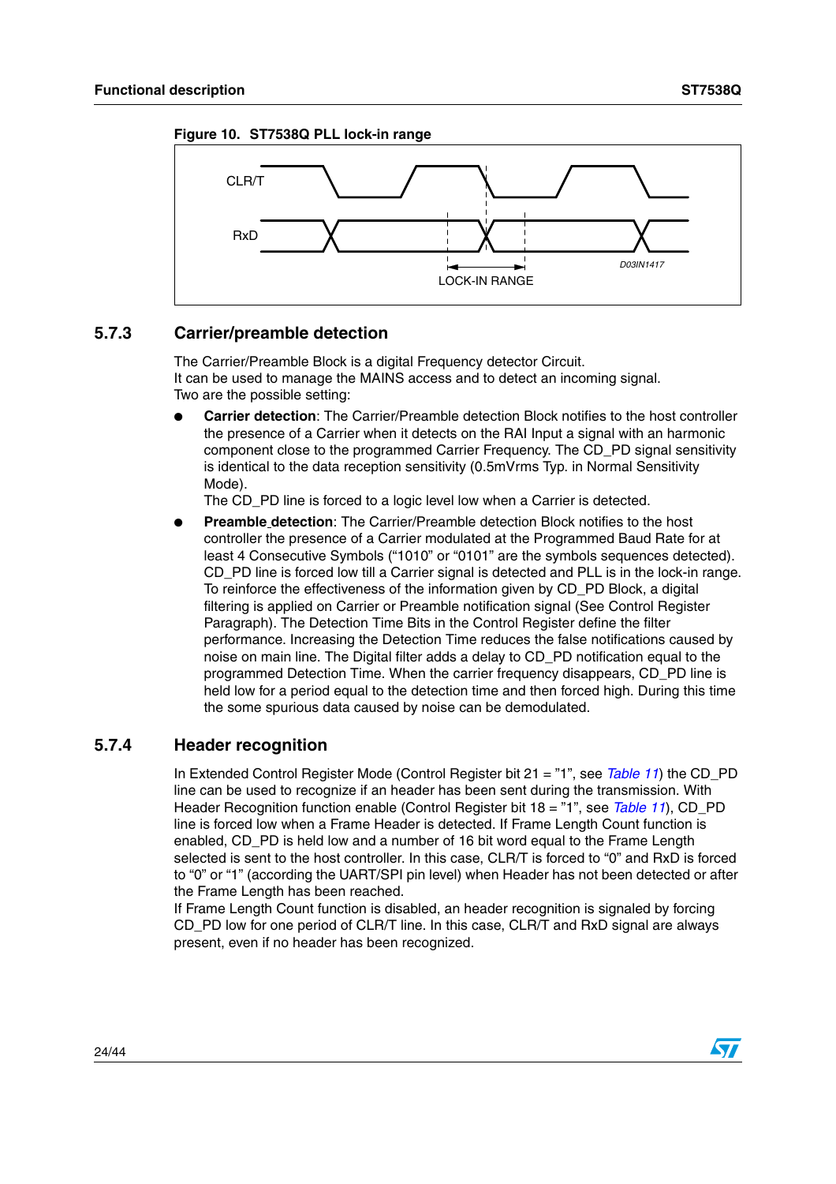**Figure 10. ST7538Q PLL lock-in range**

CLR/T

RxD

LOCK-IN RANGE

D03IN1417

### 5.7.3 Carrier/preamble detection

The Carrier/Preamble Block is a digital Frequency detector Circuit.
It can be used to manage the MAINS access and to detect an incoming signal.
Two are the possible setting:

- **Carrier detection**: The Carrier/Preamble detection Block notifies to the host controller the presence of a Carrier when it detects on the RAI Input a signal with an harmonic component close to the programmed Carrier Frequency. The CD_PD signal sensitivity is identical to the data reception sensitivity (0.5mVrms Typ. in Normal Sensitivity Mode).
  The CD_PD line is forced to a logic level low when a Carrier is detected.
- **Preamble detection**: The Carrier/Preamble detection Block notifies to the host controller the presence of a Carrier modulated at the Programmed Baud Rate for at least 4 Consecutive Symbols ("1010" or "0101" are the symbols sequences detected). CD_PD line is forced low till a Carrier signal is detected and PLL is in the lock-in range. To reinforce the effectiveness of the information given by CD_PD Block, a digital filtering is applied on Carrier or Preamble notification signal (See Control Register Paragraph). The Detection Time Bits in the Control Register define the filter performance. Increasing the Detection Time reduces the false notifications caused by noise on main line. The Digital filter adds a delay to CD_PD notification equal to the programmed Detection Time. When the carrier frequency disappears, CD_PD line is held low for a period equal to the detection time and then forced high. During this time the some spurious data caused by noise can be demodulated.

### 5.7.4 Header recognition

In Extended Control Register Mode (Control Register bit 21 = "1", see *Table 11*) the CD_PD line can be used to recognize if an header has been sent during the transmission. With Header Recognition function enable (Control Register bit 18 = "1", see *Table 11*), CD_PD line is forced low when a Frame Header is detected. If Frame Length Count function is enabled, CD_PD is held low and a number of 16 bit word equal to the Frame Length selected is sent to the host controller. In this case, CLR/T is forced to "0" and RxD is forced to "0" or "1" (according the UART/SPI pin level) when Header has not been detected or after the Frame Length has been reached.
If Frame Length Count function is disabled, an header recognition is signaled by forcing CD_PD low for one period of CLR/T line. In this case, CLR/T and RxD signal are always present, even if no header has been recognized.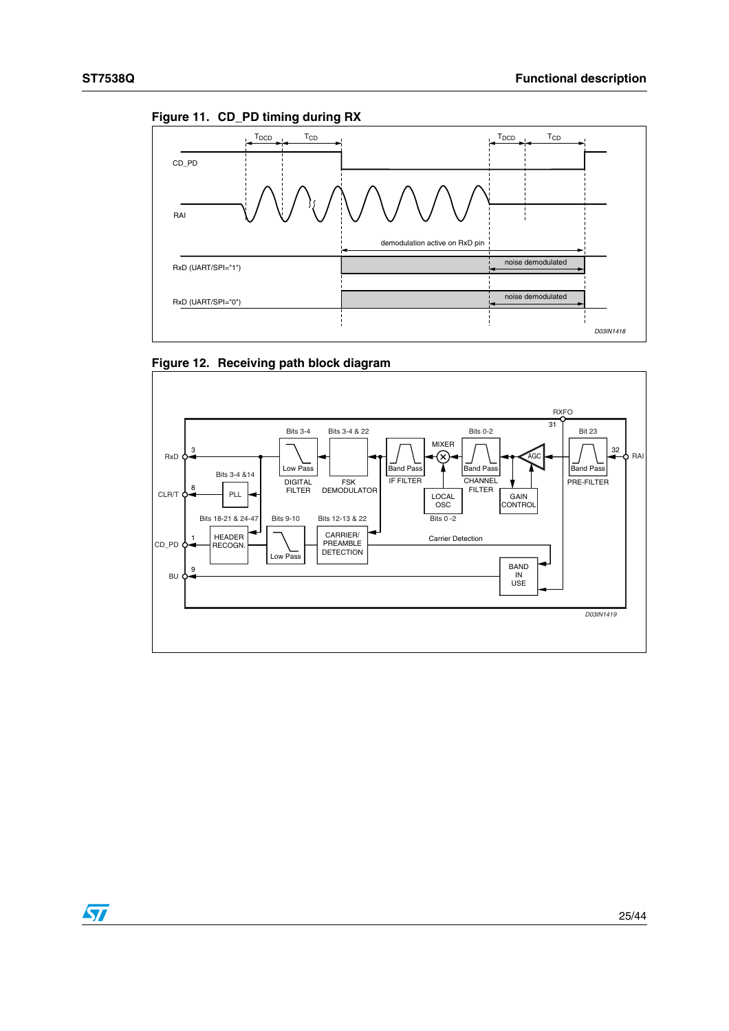**Figure 11. CD_PD timing during RX**

**Figure 12. Receiving path block diagram**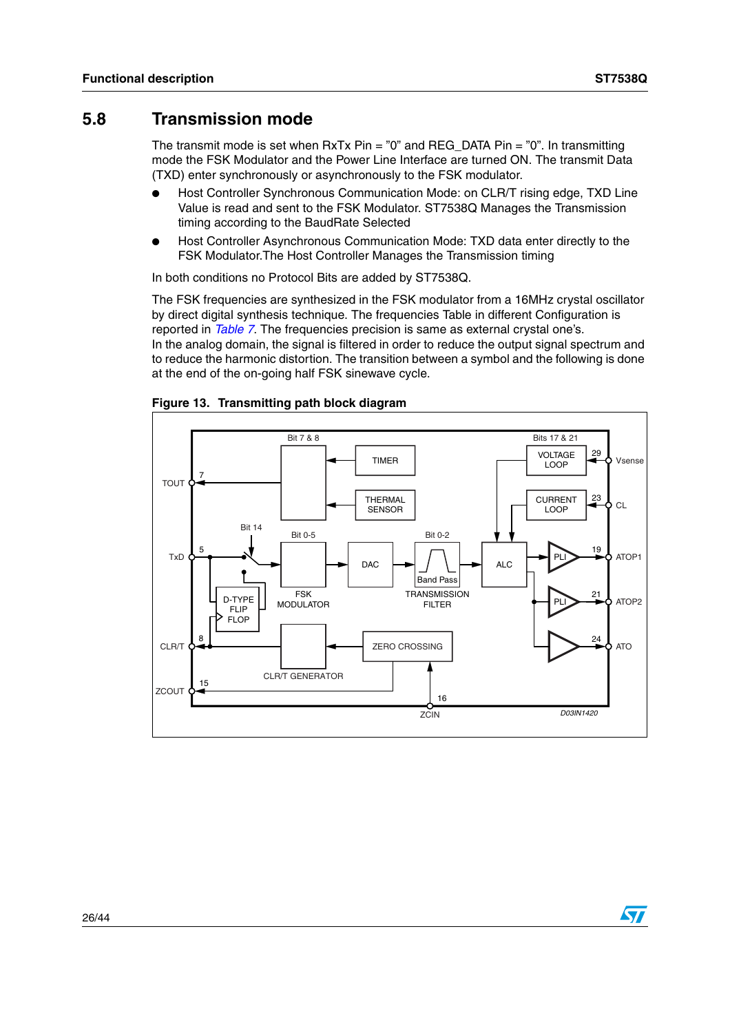## 5.8 Transmission mode

The transmit mode is set when RxTx Pin = "0" and REG_DATA Pin = "0". In transmitting mode the FSK Modulator and the Power Line Interface are turned ON. The transmit Data (TXD) enter synchronously or asynchronously to the FSK modulator.

- Host Controller Synchronous Communication Mode: on CLR/T rising edge, TXD Line Value is read and sent to the FSK Modulator. ST7538Q Manages the Transmission timing according to the BaudRate Selected
- Host Controller Asynchronous Communication Mode: TXD data enter directly to the FSK Modulator.The Host Controller Manages the Transmission timing

In both conditions no Protocol Bits are added by ST7538Q.

The FSK frequencies are synthesized in the FSK modulator from a 16MHz crystal oscillator by direct digital synthesis technique. The frequencies Table in different Configuration is reported in *Table 7*. The frequencies precision is same as external crystal one's.
In the analog domain, the signal is filtered in order to reduce the output signal spectrum and to reduce the harmonic distortion. The transition between a symbol and the following is done at the end of the on-going half FSK sinewave cycle.

**Figure 13. Transmitting path block diagram**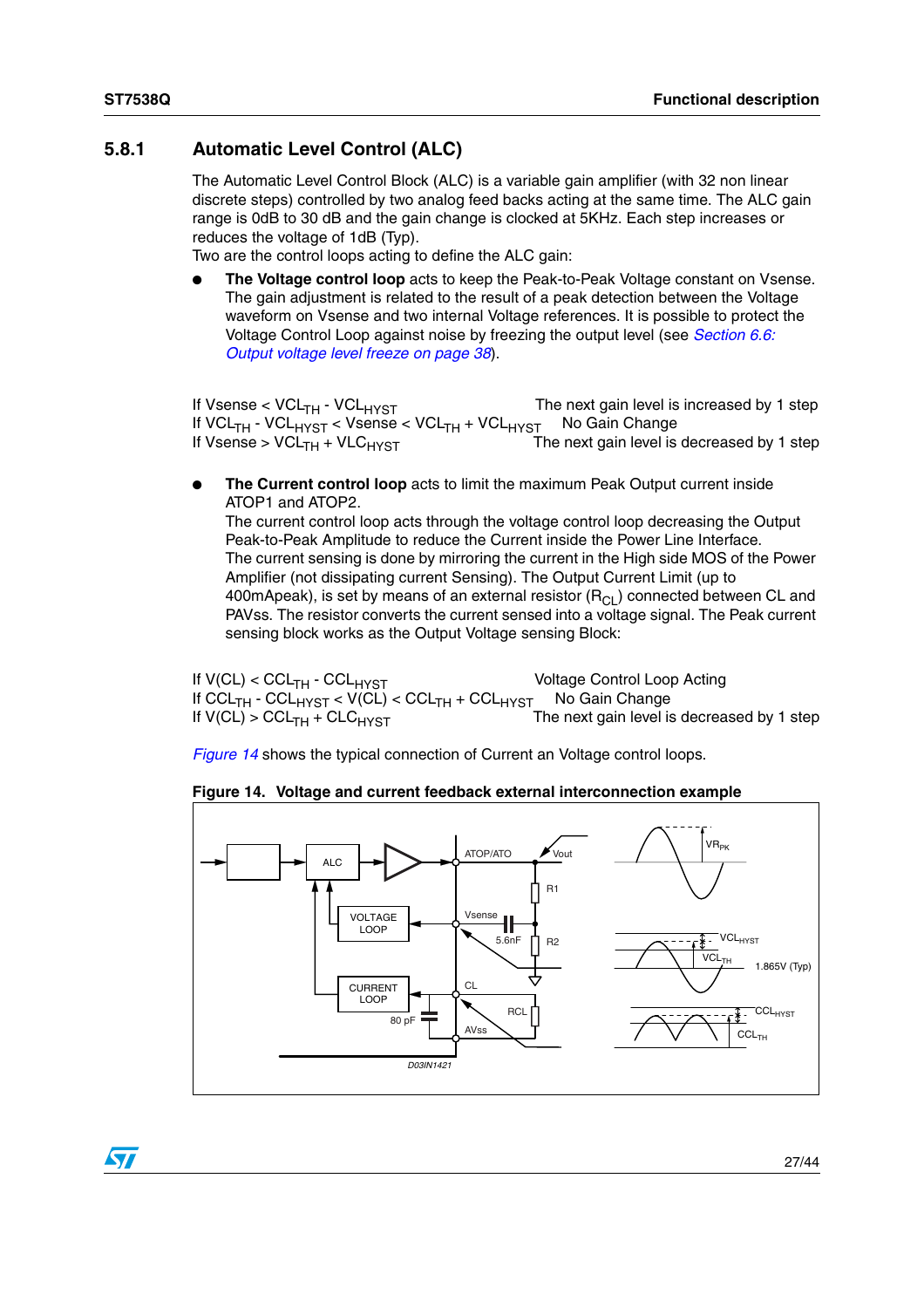### 5.8.1 Automatic Level Control (ALC)

The Automatic Level Control Block (ALC) is a variable gain amplifier (with 32 non linear discrete steps) controlled by two analog feed backs acting at the same time. The ALC gain range is 0dB to 30 dB and the gain change is clocked at 5KHz. Each step increases or reduces the voltage of 1dB (Typ).

Two are the control loops acting to define the ALC gain:

- **The Voltage control loop** acts to keep the Peak-to-Peak Voltage constant on Vsense. The gain adjustment is related to the result of a peak detection between the Voltage waveform on Vsense and two internal Voltage references. It is possible to protect the Voltage Control Loop against noise by freezing the output level (see *Section 6.6: Output voltage level freeze on page 38*).

| | |
|---|---|
| If Vsense < $VCL_{TH}$ - $VCL_{HYST}$ | The next gain level is increased by 1 step |
| If $VCL_{TH}$ - $VCL_{HYST}$ < Vsense < $VCL_{TH}$ + $VCL_{HYST}$ | No Gain Change |
| If Vsense > $VCL_{TH}$ + $VLC_{HYST}$ | The next gain level is decreased by 1 step |

- **The Current control loop** acts to limit the maximum Peak Output current inside ATOP1 and ATOP2.
  The current control loop acts through the voltage control loop decreasing the Output Peak-to-Peak Amplitude to reduce the Current inside the Power Line Interface.
  The current sensing is done by mirroring the current in the High side MOS of the Power Amplifier (not dissipating current Sensing). The Output Current Limit (up to 400mApeak), is set by means of an external resistor ($R_{CL}$) connected between CL and PAVss. The resistor converts the current sensed into a voltage signal. The Peak current sensing block works as the Output Voltage sensing Block:

| | |
|---|---|
| If V(CL) < $CCL_{TH}$ - $CCL_{HYST}$ | Voltage Control Loop Acting |
| If $CCL_{TH}$ - $CCL_{HYST}$ < V(CL) < $CCL_{TH}$ + $CCL_{HYST}$ | No Gain Change |
| If V(CL) > $CCL_{TH}$ + $CLC_{HYST}$ | The next gain level is decreased by 1 step |

*Figure 14* shows the typical connection of Current an Voltage control loops.

**Figure 14. Voltage and current feedback external interconnection example**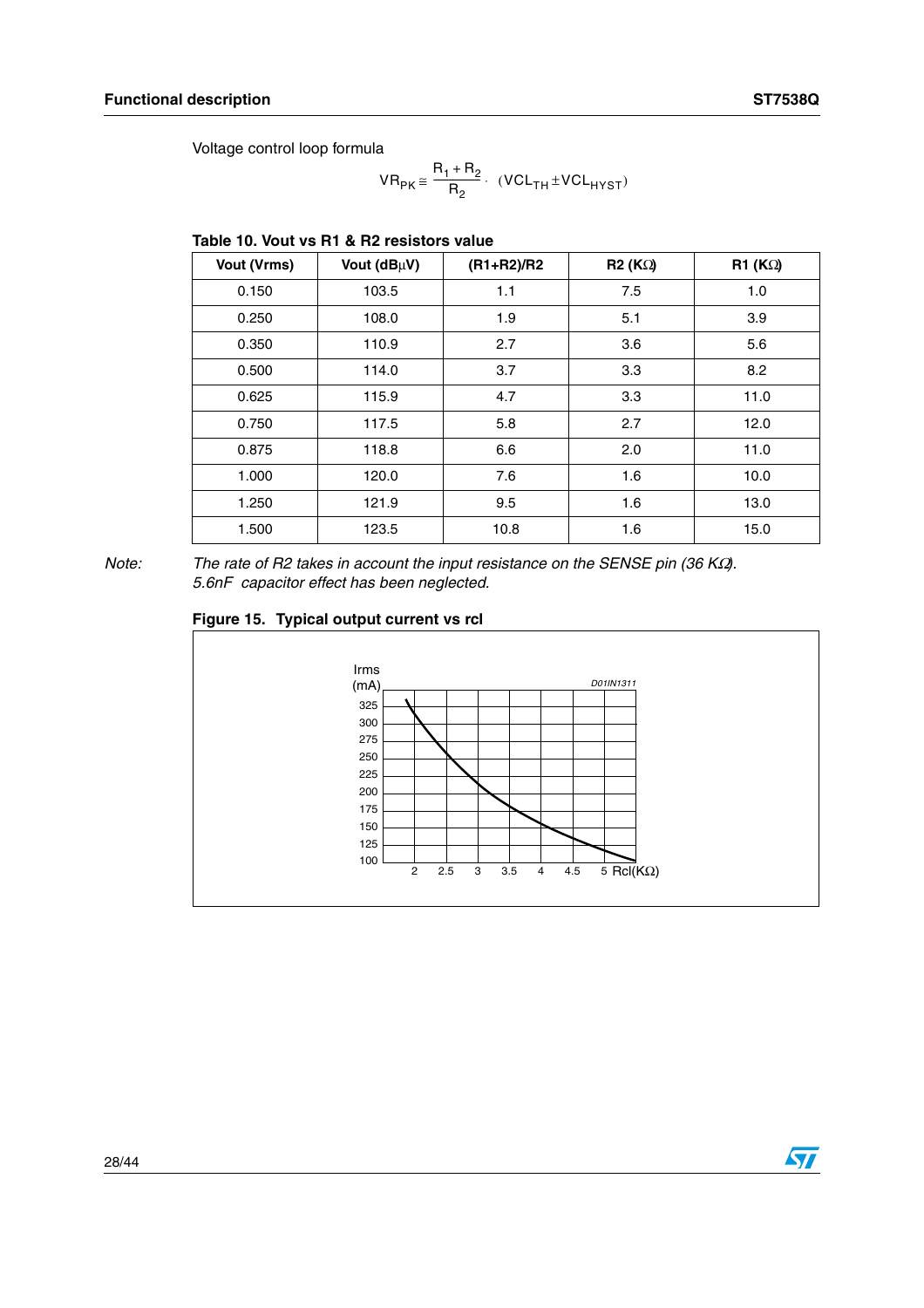Voltage control loop formula

$$VR_{PK} \cong \frac{R_1 + R_2}{R_2} \cdot (VCL_{TH} \pm VCL_{HYST})$$

**Table 10. Vout vs R1 & R2 resistors value**

| Vout (Vrms) | Vout (dBµV) | (R1+R2)/R2 | R2 (KΩ) | R1 (KΩ) |
|---|---|---|---|---|
| 0.150 | 103.5 | 1.1 | 7.5 | 1.0 |
| 0.250 | 108.0 | 1.9 | 5.1 | 3.9 |
| 0.350 | 110.9 | 2.7 | 3.6 | 5.6 |
| 0.500 | 114.0 | 3.7 | 3.3 | 8.2 |
| 0.625 | 115.9 | 4.7 | 3.3 | 11.0 |
| 0.750 | 117.5 | 5.8 | 2.7 | 12.0 |
| 0.875 | 118.8 | 6.6 | 2.0 | 11.0 |
| 1.000 | 120.0 | 7.6 | 1.6 | 10.0 |
| 1.250 | 121.9 | 9.5 | 1.6 | 13.0 |
| 1.500 | 123.5 | 10.8 | 1.6 | 15.0 |

*Note: The rate of R2 takes in account the input resistance on the SENSE pin (36 KΩ). 5.6nF capacitor effect has been neglected.*

**Figure 15. Typical output current vs rcl**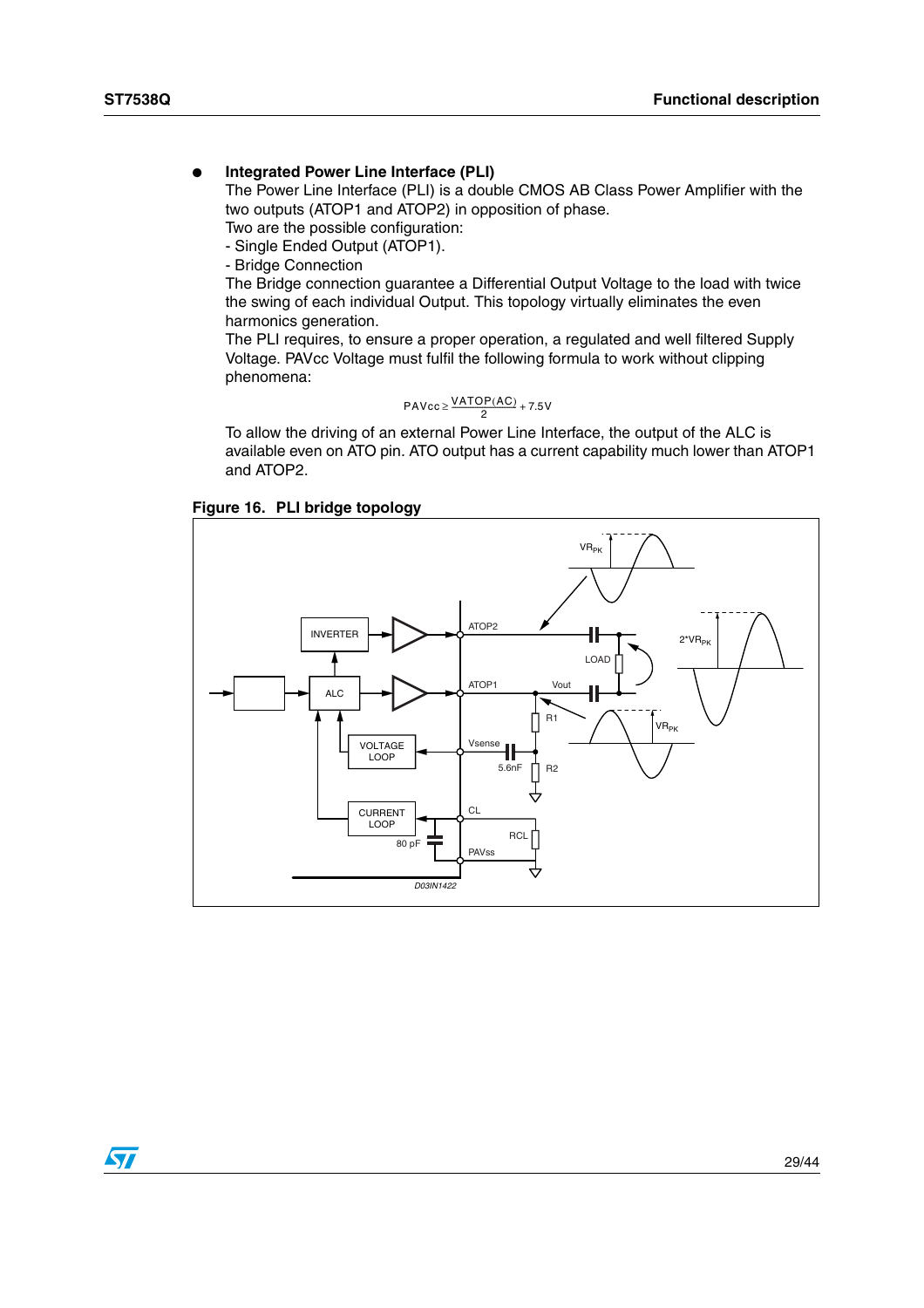- **Integrated Power Line Interface (PLI)**
  The Power Line Interface (PLI) is a double CMOS AB Class Power Amplifier with the two outputs (ATOP1 and ATOP2) in opposition of phase.
  Two are the possible configuration:
  - Single Ended Output (ATOP1).
  - Bridge Connection
  The Bridge connection guarantee a Differential Output Voltage to the load with twice the swing of each individual Output. This topology virtually eliminates the even harmonics generation.
  The PLI requires, to ensure a proper operation, a regulated and well filtered Supply Voltage. PAVcc Voltage must fulfil the following formula to work without clipping phenomena:

$$PAVcc \geq \frac{VATOP(AC)}{2} + 7.5V$$

  To allow the driving of an external Power Line Interface, the output of the ALC is available even on ATO pin. ATO output has a current capability much lower than ATOP1 and ATOP2.

**Figure 16. PLI bridge topology**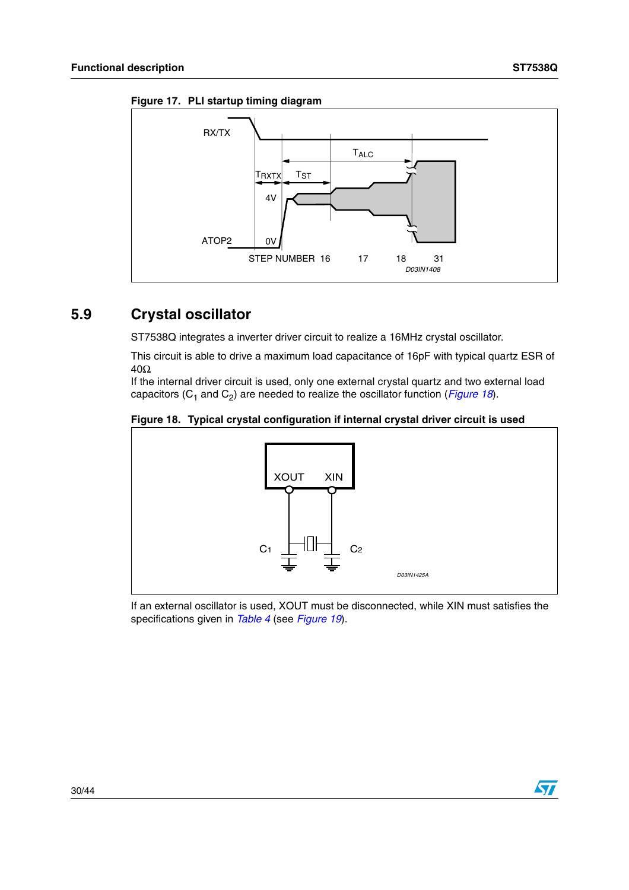**Figure 17. PLI startup timing diagram**

## 5.9 Crystal oscillator

ST7538Q integrates a inverter driver circuit to realize a 16MHz crystal oscillator.

This circuit is able to drive a maximum load capacitance of 16pF with typical quartz ESR of 40Ω
If the internal driver circuit is used, only one external crystal quartz and two external load capacitors ($C_1$ and $C_2$) are needed to realize the oscillator function (*Figure 18*).

**Figure 18. Typical crystal configuration if internal crystal driver circuit is used**

If an external oscillator is used, XOUT must be disconnected, while XIN must satisfies the specifications given in *Table 4* (see *Figure 19*).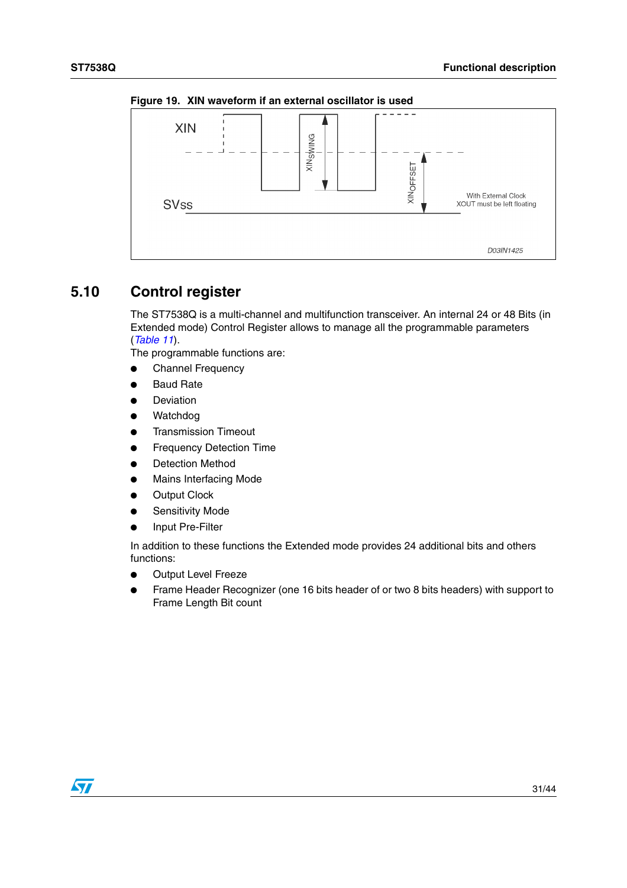**Figure 19. XIN waveform if an external oscillator is used**

## 5.10 Control register

The ST7538Q is a multi-channel and multifunction transceiver. An internal 24 or 48 Bits (in Extended mode) Control Register allows to manage all the programmable parameters (*Table 11*).

The programmable functions are:

- Channel Frequency
- Baud Rate
- Deviation
- Watchdog
- Transmission Timeout
- Frequency Detection Time
- Detection Method
- Mains Interfacing Mode
- Output Clock
- Sensitivity Mode
- Input Pre-Filter

In addition to these functions the Extended mode provides 24 additional bits and others functions:

- Output Level Freeze
- Frame Header Recognizer (one 16 bits header of or two 8 bits headers) with support to Frame Length Bit count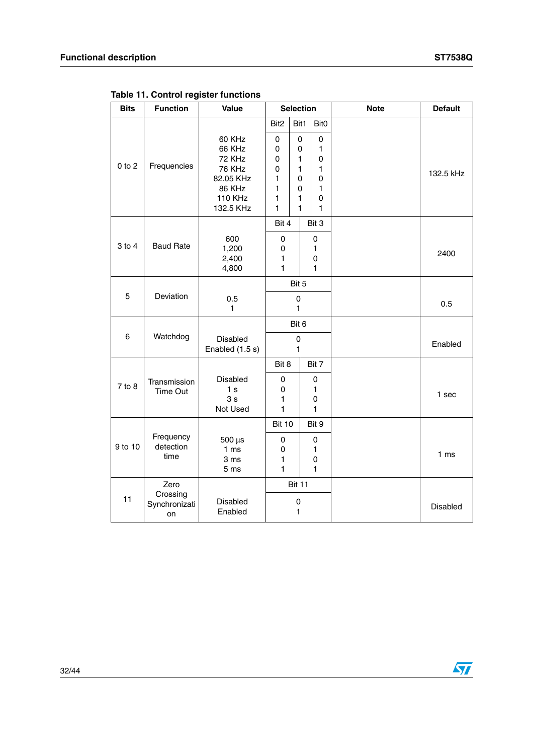**Table 11. Control register functions**

| Bits | Function | Value | Selection | | | Note | Default |
|---|---|---|---|---|---|---|---|
| | | | Bit2 | Bit1 | Bit0 | | |
| 0 to 2 | Frequencies | 60 KHz<br>66 KHz<br>72 KHz<br>76 KHz<br>82.05 KHz<br>86 KHz<br>110 KHz<br>132.5 KHz | 0<br>0<br>0<br>0<br>1<br>1<br>1<br>1 | 0<br>0<br>1<br>1<br>0<br>0<br>1<br>1 | 0<br>1<br>0<br>1<br>0<br>1<br>0<br>1 | | 132.5 kHz |
| | | | Bit 4 | Bit 3 | | | |
| 3 to 4 | Baud Rate | 600<br>1,200<br>2,400<br>4,800 | 0<br>0<br>1<br>1 | 0<br>1<br>0<br>1 | | | 2400 |
| | | | Bit 5 | | | | |
| 5 | Deviation | 0.5<br>1 | 0<br>1 | | | | 0.5 |
| | | | Bit 6 | | | | |
| 6 | Watchdog | Disabled<br>Enabled (1.5 s) | 0<br>1 | | | | Enabled |
| | | | Bit 8 | Bit 7 | | | |
| 7 to 8 | Transmission Time Out | Disabled<br>1 s<br>3 s<br>Not Used | 0<br>0<br>1<br>1 | 0<br>1<br>0<br>1 | | | 1 sec |
| | | | Bit 10 | Bit 9 | | | |
| 9 to 10 | Frequency detection time | 500 µs<br>1 ms<br>3 ms<br>5 ms | 0<br>0<br>1<br>1 | 0<br>1<br>0<br>1 | | | 1 ms |
| | | | Bit 11 | | | | |
| 11 | Zero Crossing Synchronization | Disabled<br>Enabled | 0<br>1 | | | | Disabled |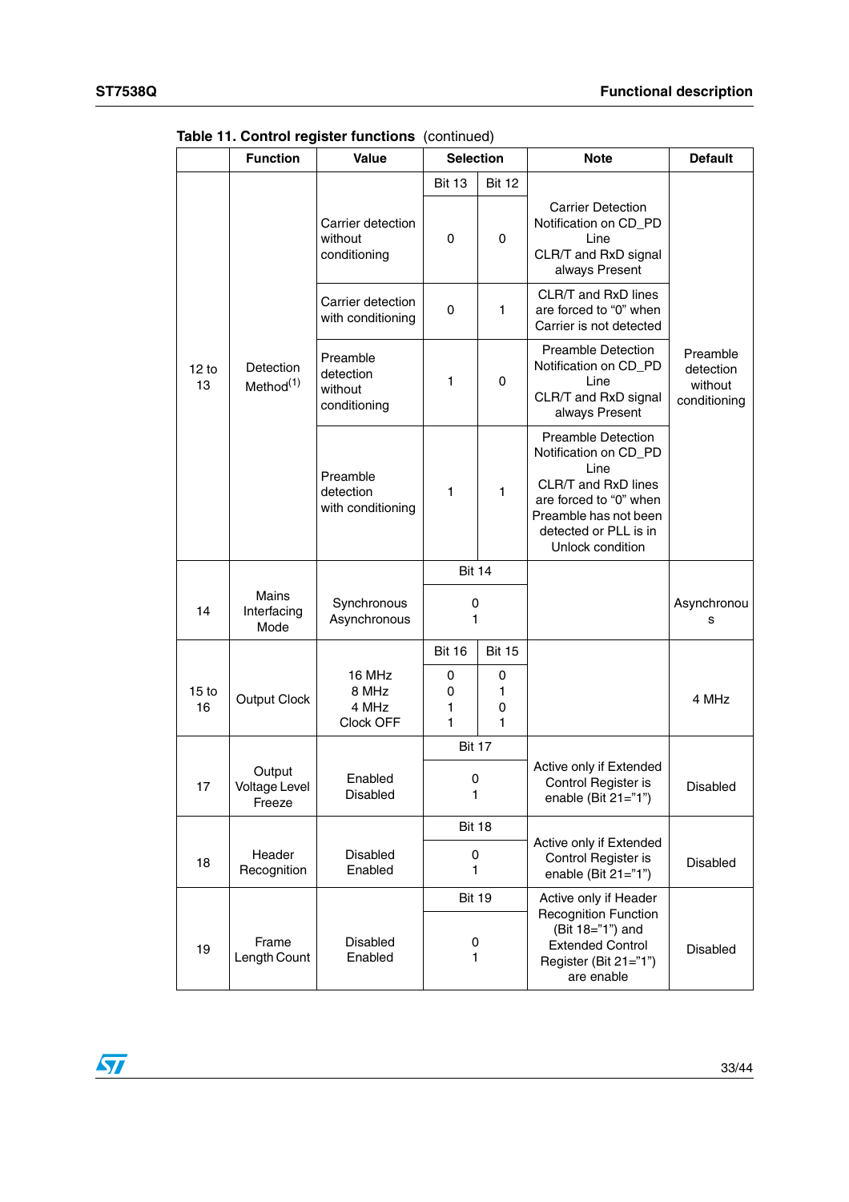**Table 11. Control register functions** (continued)

| | Function | Value | Selection | | Note | Default |
|---|---|---|---|---|---|---|
| | | | Bit 13 | Bit 12 | | |
| 12 to 13 | Detection Method[(1)] | Carrier detection without conditioning | 0 | 0 | Carrier Detection Notification on CD_PD Line CLR/T and RxD signal always Present | Preamble detection without conditioning |
| | | Carrier detection with conditioning | 0 | 1 | CLR/T and RxD lines are forced to "0" when Carrier is not detected | |
| | | Preamble detection without conditioning | 1 | 0 | Preamble Detection Notification on CD_PD Line CLR/T and RxD signal always Present | |
| | | Preamble detection with conditioning | 1 | 1 | Preamble Detection Notification on CD_PD Line CLR/T and RxD lines are forced to "0" when Preamble has not been detected or PLL is in Unlock condition | |
| | | | Bit 14 | | | |
| 14 | Mains Interfacing Mode | Synchronous<br>Asynchronous | 0<br>1 | | | Asynchronous |
| | | | Bit 16 | Bit 15 | | |
| 15 to 16 | Output Clock | 16 MHz<br>8 MHz<br>4 MHz<br>Clock OFF | 0<br>0<br>1<br>1 | 0<br>1<br>0<br>1 | | 4 MHz |
| | | | Bit 17 | | | |
| 17 | Output Voltage Level Freeze | Enabled<br>Disabled | 0<br>1 | | Active only if Extended Control Register is enable (Bit 21="1") | Disabled |
| | | | Bit 18 | | | |
| 18 | Header Recognition | Disabled<br>Enabled | 0<br>1 | | Active only if Extended Control Register is enable (Bit 21="1") | Disabled |
| | | | Bit 19 | | | |
| 19 | Frame Length Count | Disabled<br>Enabled | 0<br>1 | | Active only if Header Recognition Function (Bit 18="1") and Extended Control Register (Bit 21="1") are enable | Disabled |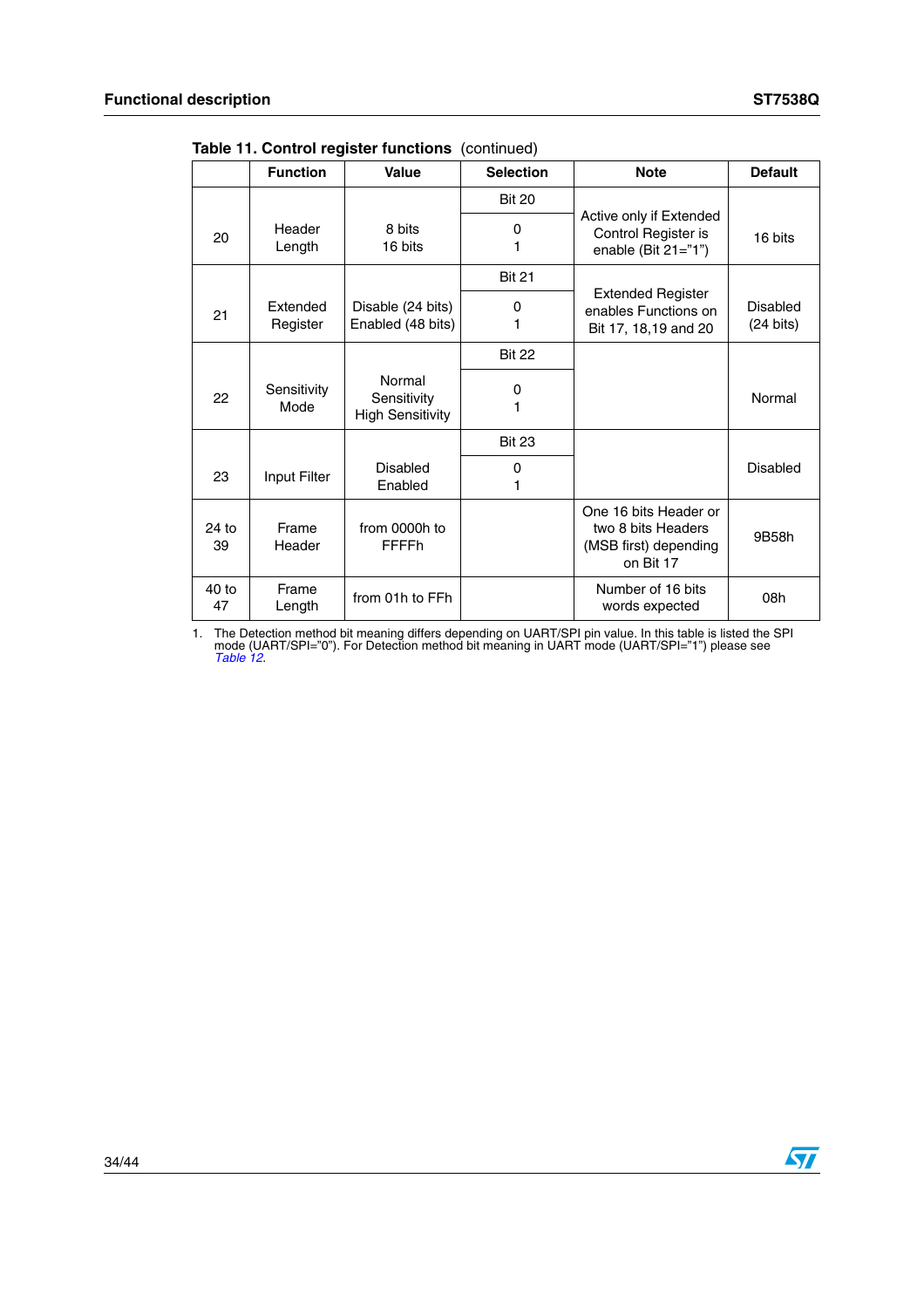**Table 11. Control register functions** (continued)

| | Function | Value | Selection | Note | Default |
|---|---|---|---|---|---|
| 20 | Header Length | 8 bits<br>16 bits | Bit 20<br>0<br>1 | Active only if Extended Control Register is enable (Bit 21="1") | 16 bits |
| 21 | Extended Register | Disable (24 bits)<br>Enabled (48 bits) | Bit 21<br>0<br>1 | Extended Register enables Functions on Bit 17, 18,19 and 20 | Disabled (24 bits) |
| 22 | Sensitivity Mode | Normal Sensitivity<br>High Sensitivity | Bit 22<br>0<br>1 | | Normal |
| 23 | Input Filter | Disabled<br>Enabled | Bit 23<br>0<br>1 | | Disabled |
| 24 to 39 | Frame Header | from 0000h to FFFFh | | One 16 bits Header or two 8 bits Headers (MSB first) depending on Bit 17 | 9B58h |
| 40 to 47 | Frame Length | from 01h to FFh | | Number of 16 bits words expected | 08h |

1. The Detection method bit meaning differs depending on UART/SPI pin value. In this table is listed the SPI mode (UART/SPI="0"). For Detection method bit meaning in UART mode (UART/SPI="1") please see *Table 12*.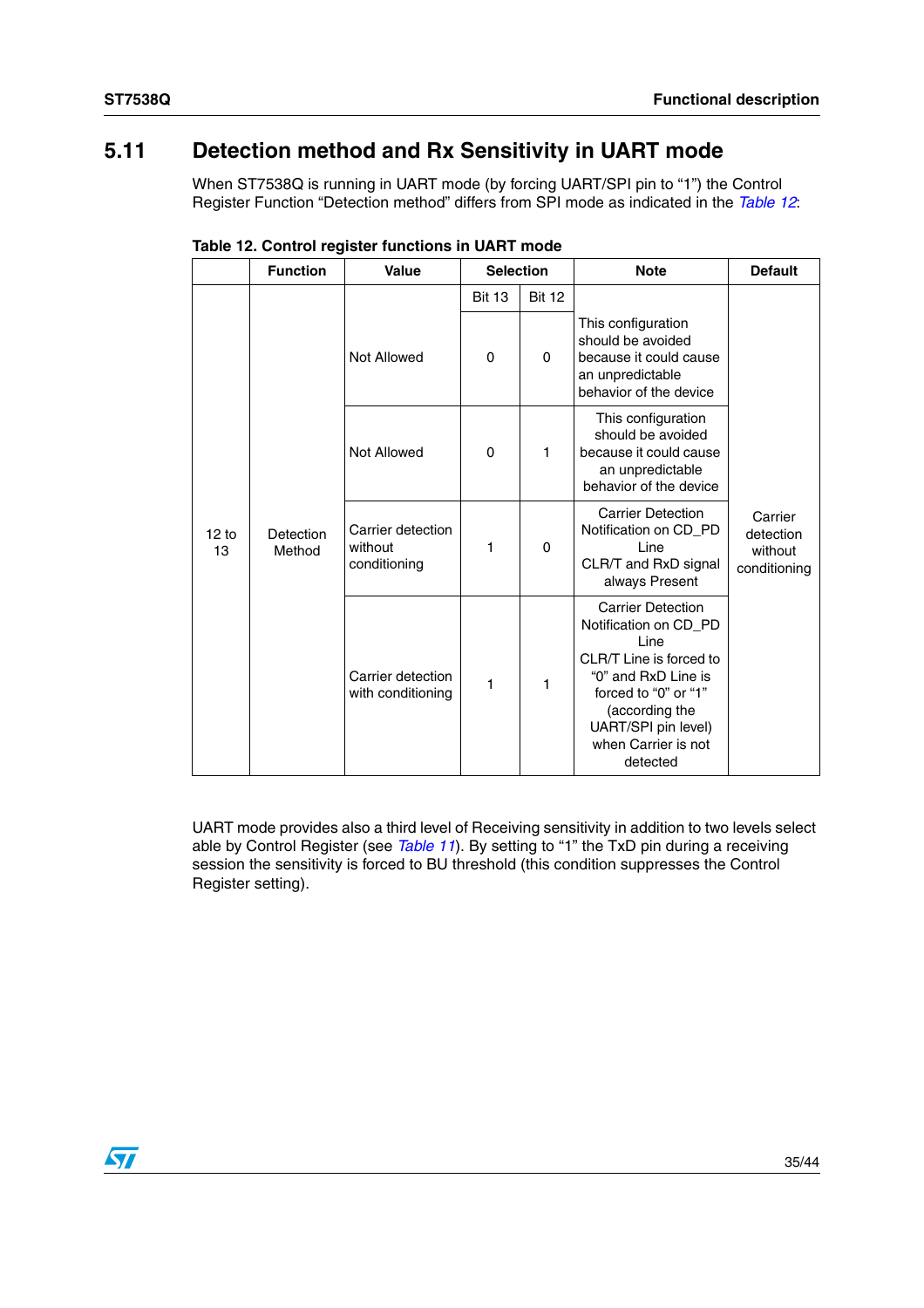## 5.11 Detection method and Rx Sensitivity in UART mode

When ST7538Q is running in UART mode (by forcing UART/SPI pin to "1") the Control Register Function "Detection method" differs from SPI mode as indicated in the *Table 12*:

**Table 12. Control register functions in UART mode**

| | Function | Value | Selection | | Note | Default |
|---|---|---|---|---|---|---|
| | | | Bit 13 | Bit 12 | | |
| 12 to 13 | Detection Method | Not Allowed | 0 | 0 | This configuration should be avoided because it could cause an unpredictable behavior of the device | Carrier detection without conditioning |
| | | Not Allowed | 0 | 1 | This configuration should be avoided because it could cause an unpredictable behavior of the device | |
| | | Carrier detection without conditioning | 1 | 0 | Carrier Detection Notification on CD_PD Line CLR/T and RxD signal always Present | |
| | | Carrier detection with conditioning | 1 | 1 | Carrier Detection Notification on CD_PD Line CLR/T Line is forced to "0" and RxD Line is forced to "0" or "1" (according the UART/SPI pin level) when Carrier is not detected | |

UART mode provides also a third level of Receiving sensitivity in addition to two levels select able by Control Register (see *Table 11*). By setting to "1" the TxD pin during a receiving session the sensitivity is forced to BU threshold (this condition suppresses the Control Register setting).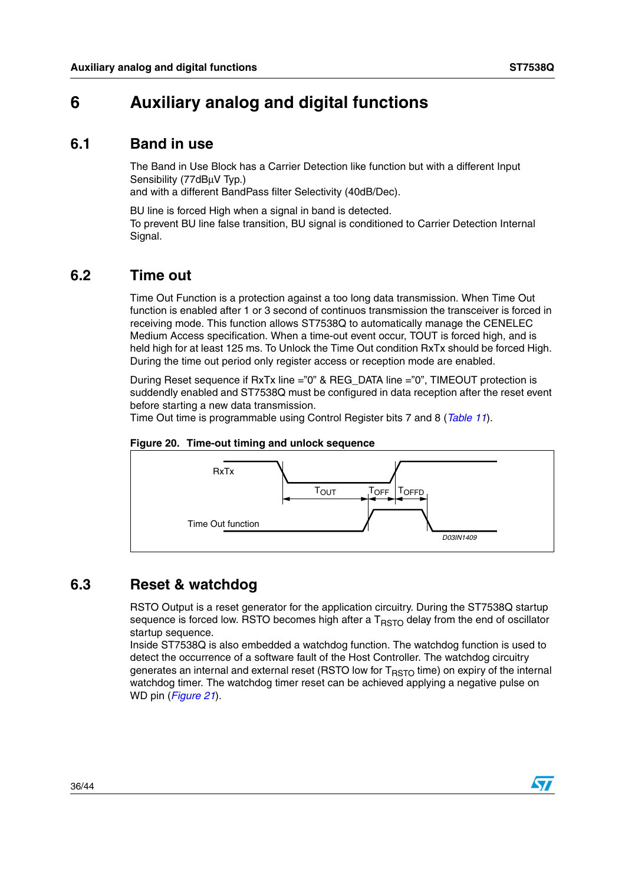// Auxiliary analog and digital functions | ST7538Q

# 6 Auxiliary analog and digital functions

## 6.1 Band in use

The Band in Use Block has a Carrier Detection like function but with a different Input Sensibility (77dBµV Typ.)
and with a different BandPass filter Selectivity (40dB/Dec).

BU line is forced High when a signal in band is detected.
To prevent BU line false transition, BU signal is conditioned to Carrier Detection Internal Signal.

## 6.2 Time out

Time Out Function is a protection against a too long data transmission. When Time Out function is enabled after 1 or 3 second of continuos transmission the transceiver is forced in receiving mode. This function allows ST7538Q to automatically manage the CENELEC Medium Access specification. When a time-out event occur, TOUT is forced high, and is held high for at least 125 ms. To Unlock the Time Out condition RxTx should be forced High. During the time out period only register access or reception mode are enabled.

During Reset sequence if RxTx line ="0" & REG_DATA line ="0", TIMEOUT protection is suddendly enabled and ST7538Q must be configured in data reception after the reset event before starting a new data transmission.
Time Out time is programmable using Control Register bits 7 and 8 (*Table 11*).

**Figure 20. Time-out timing and unlock sequence**

RxTx

$T_{OUT}$ $T_{OFF}$ $T_{OFFD}$

Time Out function

D03IN1409

## 6.3 Reset & watchdog

RSTO Output is a reset generator for the application circuitry. During the ST7538Q startup sequence is forced low. RSTO becomes high after a $T_{RSTO}$ delay from the end of oscillator startup sequence.
Inside ST7538Q is also embedded a watchdog function. The watchdog function is used to detect the occurrence of a software fault of the Host Controller. The watchdog circuitry generates an internal and external reset (RSTO low for $T_{RSTO}$ time) on expiry of the internal watchdog timer. The watchdog timer reset can be achieved applying a negative pulse on WD pin (*Figure 21*).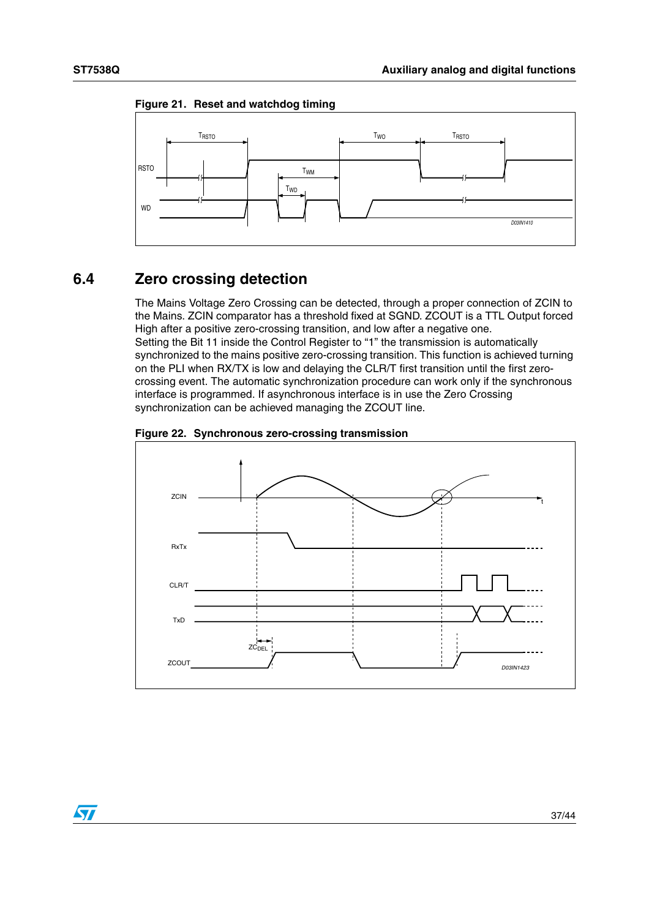**Figure 21. Reset and watchdog timing**

## 6.4 Zero crossing detection

The Mains Voltage Zero Crossing can be detected, through a proper connection of ZCIN to the Mains. ZCIN comparator has a threshold fixed at SGND. ZCOUT is a TTL Output forced High after a positive zero-crossing transition, and low after a negative one.
Setting the Bit 11 inside the Control Register to "1" the transmission is automatically synchronized to the mains positive zero-crossing transition. This function is achieved turning on the PLI when RX/TX is low and delaying the CLR/T first transition until the first zero-crossing event. The automatic synchronization procedure can work only if the synchronous interface is programmed. If asynchronous interface is in use the Zero Crossing synchronization can be achieved managing the ZCOUT line.

**Figure 22. Synchronous zero-crossing transmission**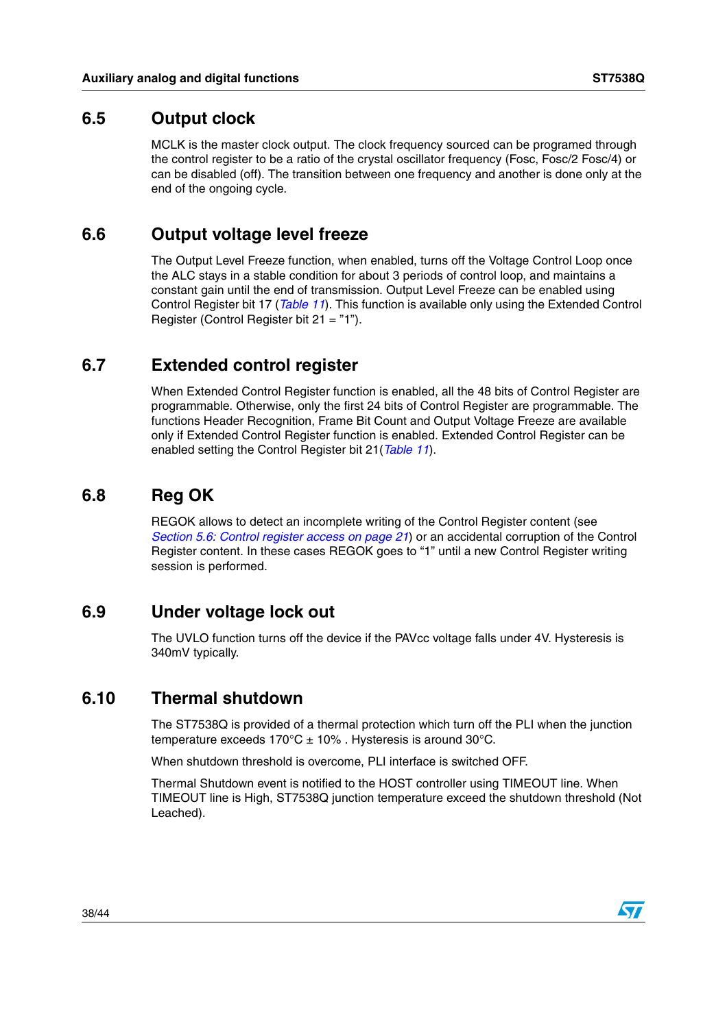## 6.5 Output clock

MCLK is the master clock output. The clock frequency sourced can be programed through the control register to be a ratio of the crystal oscillator frequency (Fosc, Fosc/2 Fosc/4) or can be disabled (off). The transition between one frequency and another is done only at the end of the ongoing cycle.

## 6.6 Output voltage level freeze

The Output Level Freeze function, when enabled, turns off the Voltage Control Loop once the ALC stays in a stable condition for about 3 periods of control loop, and maintains a constant gain until the end of transmission. Output Level Freeze can be enabled using Control Register bit 17 (*Table 11*). This function is available only using the Extended Control Register (Control Register bit 21 = "1").

## 6.7 Extended control register

When Extended Control Register function is enabled, all the 48 bits of Control Register are programmable. Otherwise, only the first 24 bits of Control Register are programmable. The functions Header Recognition, Frame Bit Count and Output Voltage Freeze are available only if Extended Control Register function is enabled. Extended Control Register can be enabled setting the Control Register bit 21(*Table 11*).

## 6.8 Reg OK

REGOK allows to detect an incomplete writing of the Control Register content (see *Section 5.6: Control register access on page 21*) or an accidental corruption of the Control Register content. In these cases REGOK goes to "1" until a new Control Register writing session is performed.

## 6.9 Under voltage lock out

The UVLO function turns off the device if the PAVcc voltage falls under 4V. Hysteresis is 340mV typically.

## 6.10 Thermal shutdown

The ST7538Q is provided of a thermal protection which turn off the PLI when the junction temperature exceeds 170°C ± 10% . Hysteresis is around 30°C.

When shutdown threshold is overcome, PLI interface is switched OFF.

Thermal Shutdown event is notified to the HOST controller using TIMEOUT line. When TIMEOUT line is High, ST7538Q junction temperature exceed the shutdown threshold (Not Leached).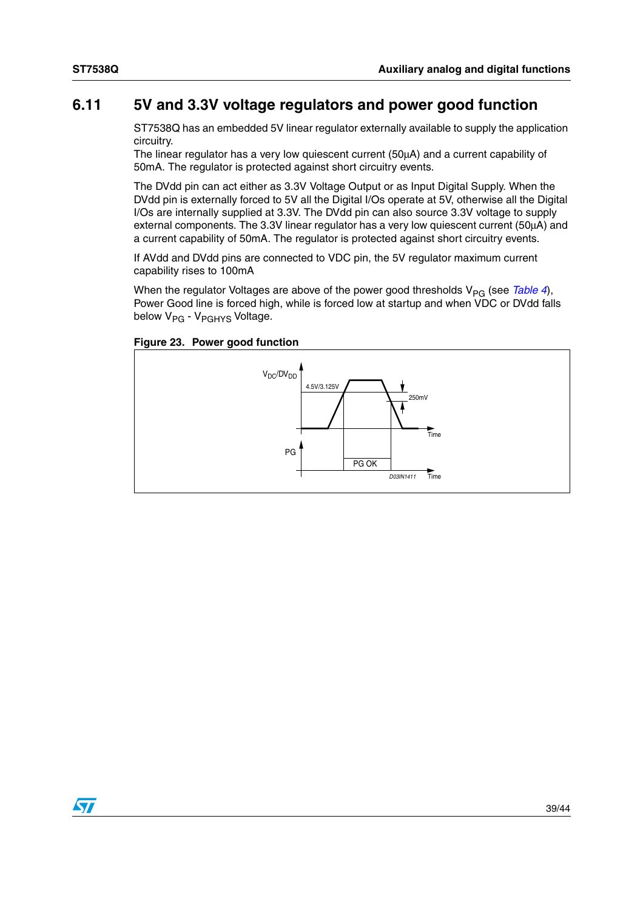## 6.11 5V and 3.3V voltage regulators and power good function

ST7538Q has an embedded 5V linear regulator externally available to supply the application circuitry.
The linear regulator has a very low quiescent current (50µA) and a current capability of 50mA. The regulator is protected against short circuitry events.

The DVdd pin can act either as 3.3V Voltage Output or as Input Digital Supply. When the DVdd pin is externally forced to 5V all the Digital I/Os operate at 5V, otherwise all the Digital I/Os are internally supplied at 3.3V. The DVdd pin can also source 3.3V voltage to supply external components. The 3.3V linear regulator has a very low quiescent current (50µA) and a current capability of 50mA. The regulator is protected against short circuitry events.

If AVdd and DVdd pins are connected to VDC pin, the 5V regulator maximum current capability rises to 100mA

When the regulator Voltages are above of the power good thresholds $V_{PG}$ (see *Table 4*), Power Good line is forced high, while is forced low at startup and when VDC or DVdd falls below $V_{PG}$ - $V_{PGHYS}$ Voltage.

**Figure 23. Power good function**

$V_{DC}/DV_{DD}$

4.5V/3.125V

250mV

Time

PG

PG OK

D03IN1411

Time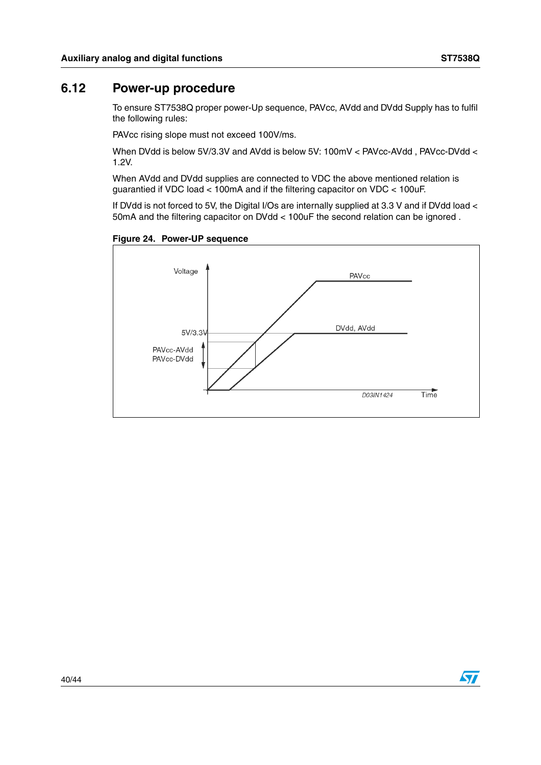## 6.12 Power-up procedure

To ensure ST7538Q proper power-Up sequence, PAVcc, AVdd and DVdd Supply has to fulfil the following rules:

PAVcc rising slope must not exceed 100V/ms.

When DVdd is below 5V/3.3V and AVdd is below 5V: 100mV < PAVcc-AVdd , PAVcc-DVdd < 1.2V.

When AVdd and DVdd supplies are connected to VDC the above mentioned relation is guarantied if VDC load < 100mA and if the filtering capacitor on VDC < 100uF.

If DVdd is not forced to 5V, the Digital I/Os are internally supplied at 3.3 V and if DVdd load < 50mA and the filtering capacitor on DVdd < 100uF the second relation can be ignored .

**Figure 24. Power-UP sequence**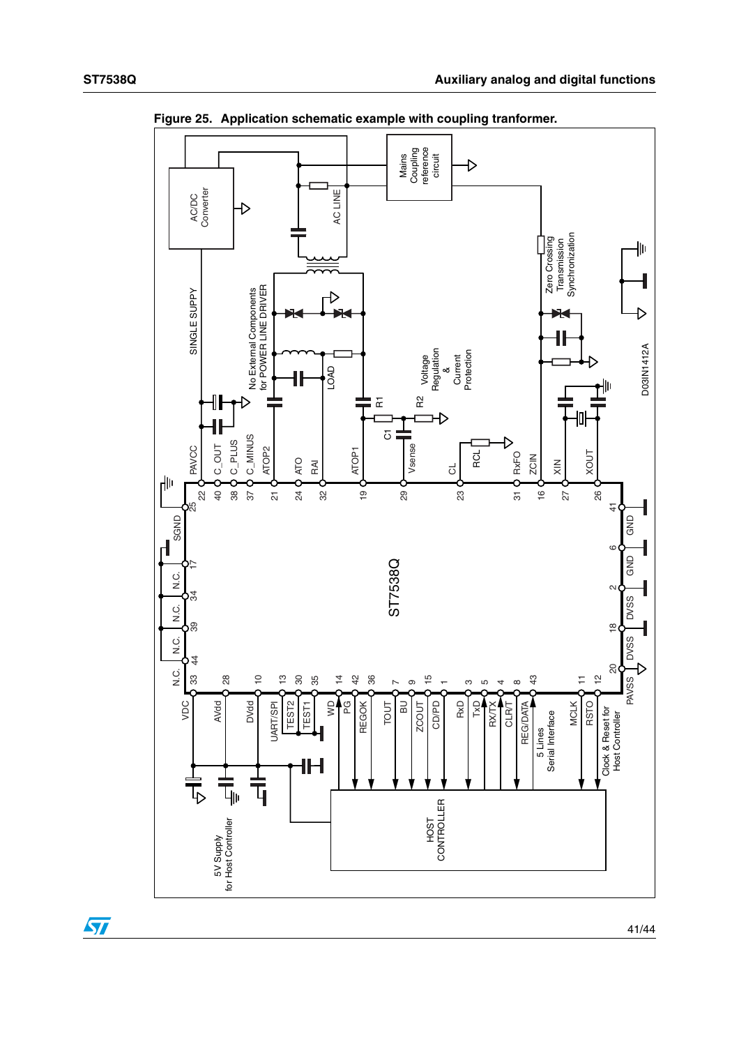**Figure 25. Application schematic example with coupling tranformer.**

AC/DC Converter

Mains Coupling reference circuit

AC LINE

SINGLE SUPPY

No External Components for POWER LINE DRIVER

LOAD

R1

R2

C1

Voltage Regulation & Current Protection

Zero Crossing Transmission Synchronization

D03IN1412A

PAVCC 22, C_OUT 40, C_PLUS 38, C_MINUS 37, ATOP2 21, ATO 24, RAI 32, ATOP1 19, Vsense 29, CL 23, RCL 31, RxFO 16, ZCIN 27, XIN 26, XOUT

SGND 25, N.C. 17, N.C. 34, N.C. 39, N.C. 44

GND 41, GND 6, DVSS 2, DVSS 18, PAVSS 20

ST7538Q

VDC 33, AVdd 28, DVdd 10, UART/SPI 13, TEST2 30, TEST1 35, WD 14, PG 42, REGOK 36, TOUT 7, BU 9, ZCOUT 15, CD/PD 1, RxD 3, TxD 5, RX/TX 4, CLR/T 8, REG/DATA 43, MCLK 11, RSTO 12

5 Lines Serial Interface

Clock & Reset for Host Controller

5V Supply for Host Controller

HOST CONTROLLER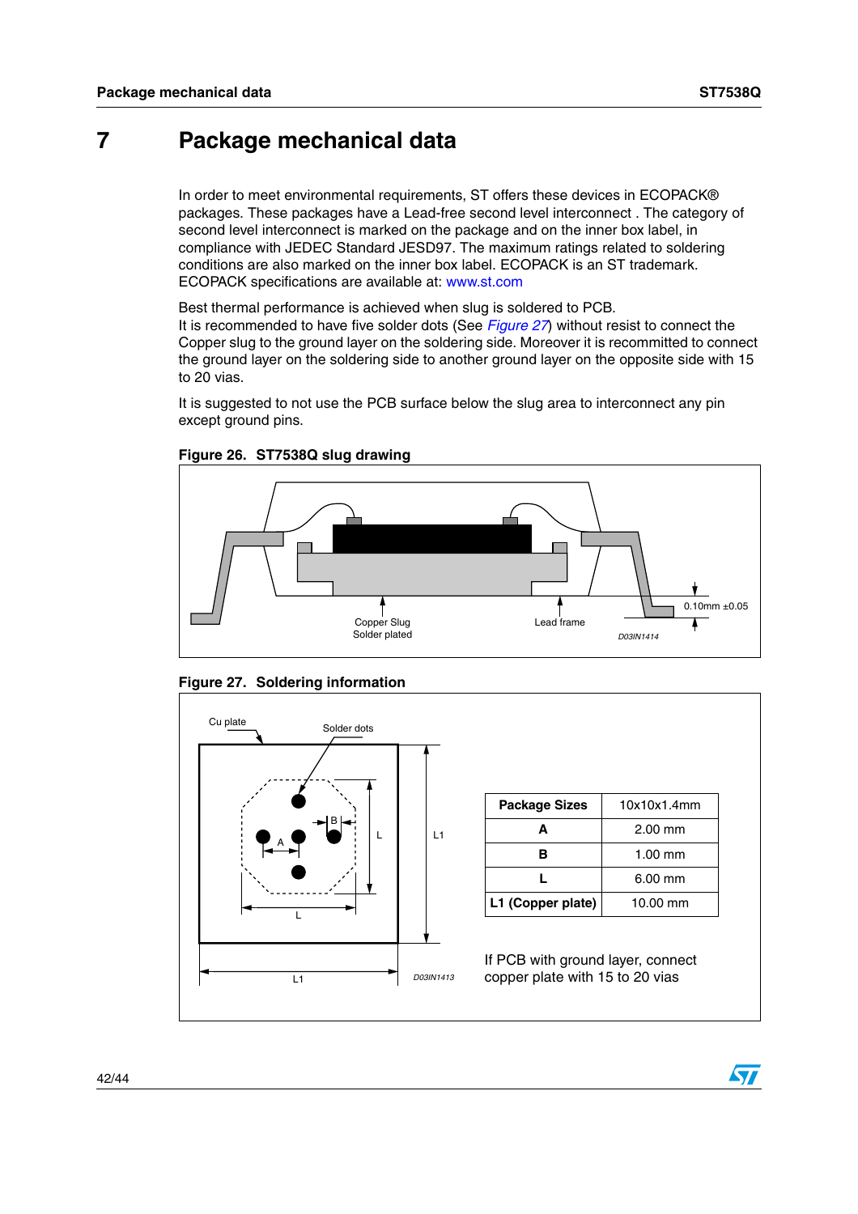# 7 Package mechanical data

In order to meet environmental requirements, ST offers these devices in ECOPACK® packages. These packages have a Lead-free second level interconnect . The category of second level interconnect is marked on the package and on the inner box label, in compliance with JEDEC Standard JESD97. The maximum ratings related to soldering conditions are also marked on the inner box label. ECOPACK is an ST trademark. ECOPACK specifications are available at: www.st.com

Best thermal performance is achieved when slug is soldered to PCB.
It is recommended to have five solder dots (See *Figure 27*) without resist to connect the Copper slug to the ground layer on the soldering side. Moreover it is recommitted to connect the ground layer on the soldering side to another ground layer on the opposite side with 15 to 20 vias.

It is suggested to not use the PCB surface below the slug area to interconnect any pin except ground pins.

**Figure 26. ST7538Q slug drawing**

Copper Slug Solder plated — Lead frame — 0.10mm ±0.05 — D03IN1414

**Figure 27. Soldering information**

Cu plate — Solder dots — A — B — L — L1 — D03IN1413

| Package Sizes | 10x10x1.4mm |
|---|---|
| **A** | 2.00 mm |
| **B** | 1.00 mm |
| **L** | 6.00 mm |
| **L1 (Copper plate)** | 10.00 mm |

If PCB with ground layer, connect copper plate with 15 to 20 vias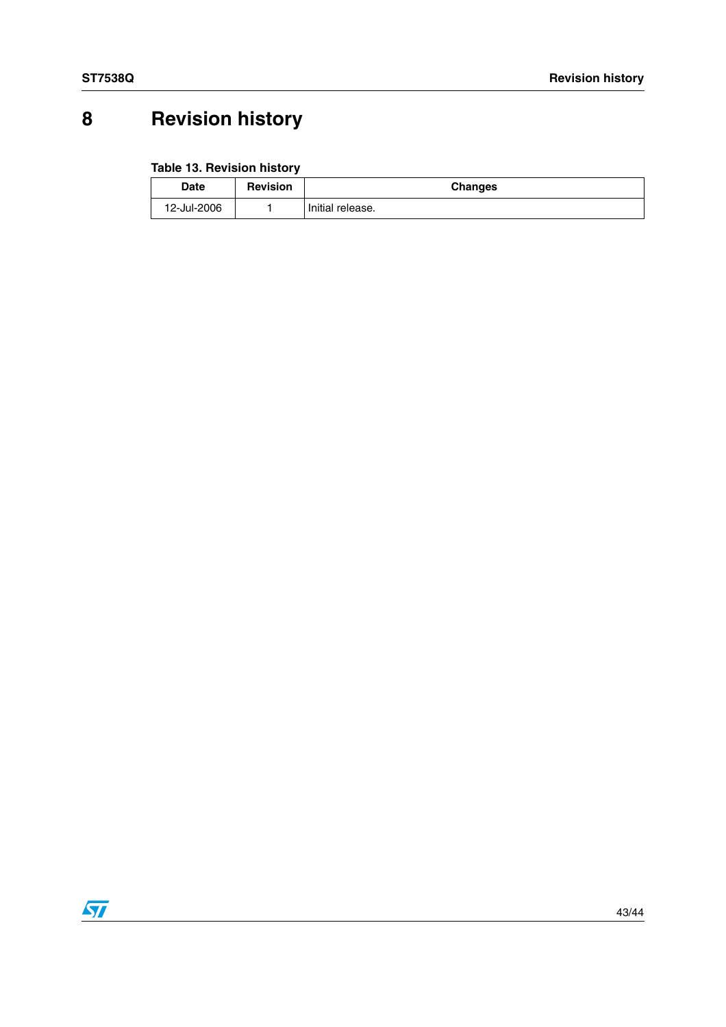# 8 Revision history

**Table 13. Revision history**

| Date | Revision | Changes |
|---|---|---|
| 12-Jul-2006 | 1 | Initial release. |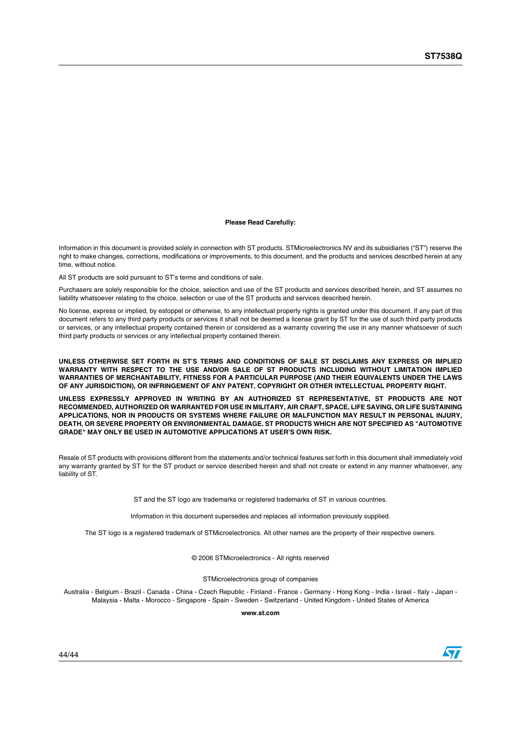**Please Read Carefully:**

Information in this document is provided solely in connection with ST products. STMicroelectronics NV and its subsidiaries ("ST") reserve the right to make changes, corrections, modifications or improvements, to this document, and the products and services described herein at any time, without notice.

All ST products are sold pursuant to ST's terms and conditions of sale.

Purchasers are solely responsible for the choice, selection and use of the ST products and services described herein, and ST assumes no liability whatsoever relating to the choice, selection or use of the ST products and services described herein.

No license, express or implied, by estoppel or otherwise, to any intellectual property rights is granted under this document. If any part of this document refers to any third party products or services it shall not be deemed a license grant by ST for the use of such third party products or services, or any intellectual property contained therein or considered as a warranty covering the use in any manner whatsoever of such third party products or services or any intellectual property contained therein.

**UNLESS OTHERWISE SET FORTH IN ST'S TERMS AND CONDITIONS OF SALE ST DISCLAIMS ANY EXPRESS OR IMPLIED WARRANTY WITH RESPECT TO THE USE AND/OR SALE OF ST PRODUCTS INCLUDING WITHOUT LIMITATION IMPLIED WARRANTIES OF MERCHANTABILITY, FITNESS FOR A PARTICULAR PURPOSE (AND THEIR EQUIVALENTS UNDER THE LAWS OF ANY JURISDICTION), OR INFRINGEMENT OF ANY PATENT, COPYRIGHT OR OTHER INTELLECTUAL PROPERTY RIGHT.**

**UNLESS EXPRESSLY APPROVED IN WRITING BY AN AUTHORIZED ST REPRESENTATIVE, ST PRODUCTS ARE NOT RECOMMENDED, AUTHORIZED OR WARRANTED FOR USE IN MILITARY, AIR CRAFT, SPACE, LIFE SAVING, OR LIFE SUSTAINING APPLICATIONS, NOR IN PRODUCTS OR SYSTEMS WHERE FAILURE OR MALFUNCTION MAY RESULT IN PERSONAL INJURY, DEATH, OR SEVERE PROPERTY OR ENVIRONMENTAL DAMAGE. ST PRODUCTS WHICH ARE NOT SPECIFIED AS "AUTOMOTIVE GRADE" MAY ONLY BE USED IN AUTOMOTIVE APPLICATIONS AT USER'S OWN RISK.**

Resale of ST products with provisions different from the statements and/or technical features set forth in this document shall immediately void any warranty granted by ST for the ST product or service described herein and shall not create or extend in any manner whatsoever, any liability of ST.

ST and the ST logo are trademarks or registered trademarks of ST in various countries.

Information in this document supersedes and replaces all information previously supplied.

The ST logo is a registered trademark of STMicroelectronics. All other names are the property of their respective owners.

© 2006 STMicroelectronics - All rights reserved

STMicroelectronics group of companies

Australia - Belgium - Brazil - Canada - China - Czech Republic - Finland - France - Germany - Hong Kong - India - Israel - Italy - Japan - Malaysia - Malta - Morocco - Singapore - Spain - Sweden - Switzerland - United Kingdom - United States of America

**www.st.com**